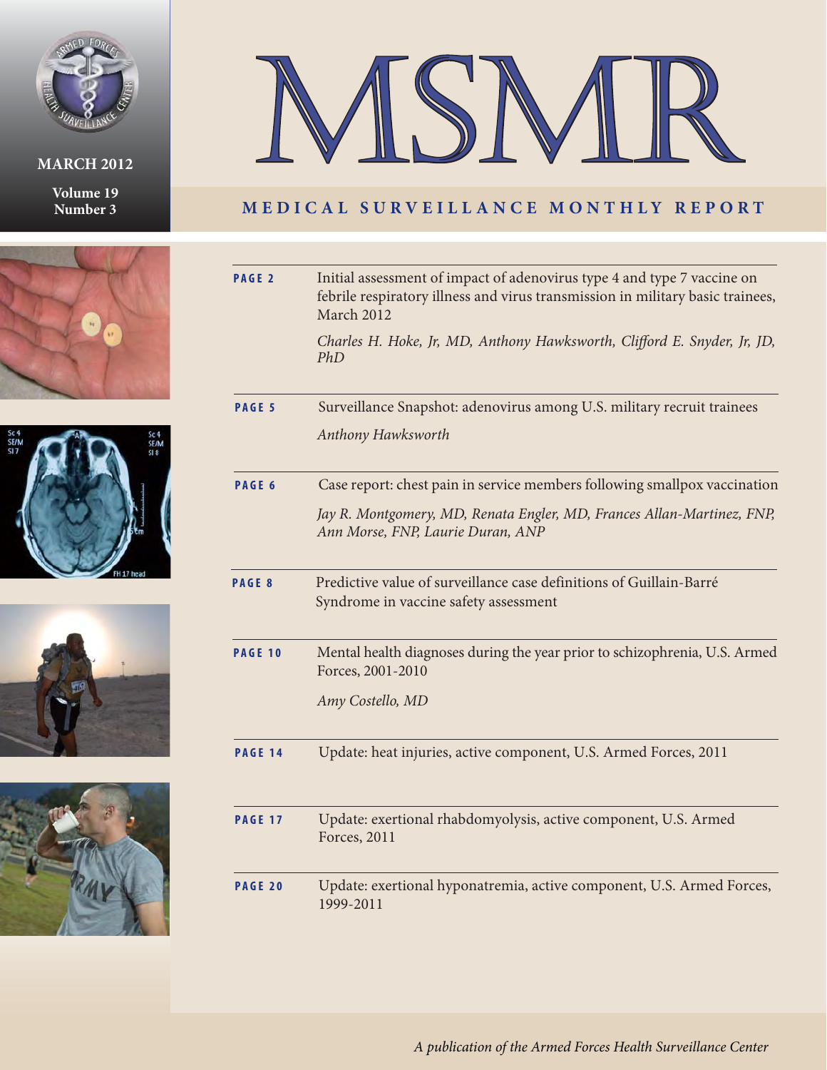MARCH 2012

Volume 19
Number 3

# MSMR

## MEDICAL SURVEILLANCE MONTHLY REPORT

**PAGE 2** Initial assessment of impact of adenovirus type 4 and type 7 vaccine on febrile respiratory illness and virus transmission in military basic trainees, March 2012

*Charles H. Hoke, Jr, MD, Anthony Hawksworth, Clifford E. Snyder, Jr, JD, PhD*

**PAGE 5** Surveillance Snapshot: adenovirus among U.S. military recruit trainees

*Anthony Hawksworth*

**PAGE 6** Case report: chest pain in service members following smallpox vaccination

*Jay R. Montgomery, MD, Renata Engler, MD, Frances Allan-Martinez, FNP, Ann Morse, FNP, Laurie Duran, ANP*

**PAGE 8** Predictive value of surveillance case definitions of Guillain-Barré Syndrome in vaccine safety assessment

**PAGE 10** Mental health diagnoses during the year prior to schizophrenia, U.S. Armed Forces, 2001-2010

*Amy Costello, MD*

**PAGE 14** Update: heat injuries, active component, U.S. Armed Forces, 2011

**PAGE 17** Update: exertional rhabdomyolysis, active component, U.S. Armed Forces, 2011

**PAGE 20** Update: exertional hyponatremia, active component, U.S. Armed Forces, 1999-2011

*A publication of the Armed Forces Health Surveillance Center*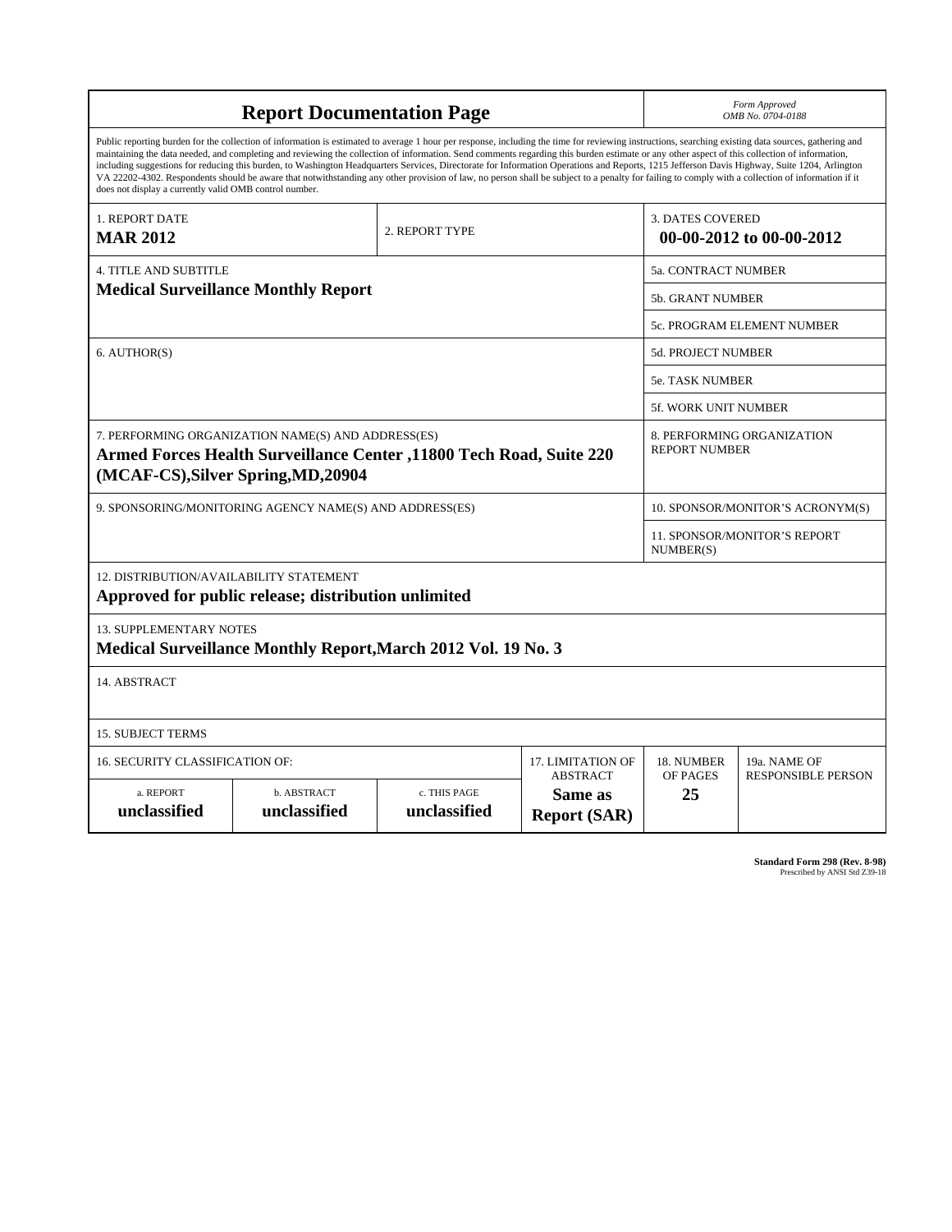# Report Documentation Page

*Form Approved*
*OMB No. 0704-0188*

Public reporting burden for the collection of information is estimated to average 1 hour per response, including the time for reviewing instructions, searching existing data sources, gathering and maintaining the data needed, and completing and reviewing the collection of information. Send comments regarding this burden estimate or any other aspect of this collection of information, including suggestions for reducing this burden, to Washington Headquarters Services, Directorate for Information Operations and Reports, 1215 Jefferson Davis Highway, Suite 1204, Arlington VA 22202-4302. Respondents should be aware that notwithstanding any other provision of law, no person shall be subject to a penalty for failing to comply with a collection of information if it does not display a currently valid OMB control number.

| | | | | |
|---|---|---|---|---|
| 1. REPORT DATE **MAR 2012** | | 2. REPORT TYPE | 3. DATES COVERED **00-00-2012 to 00-00-2012** | |
| 4. TITLE AND SUBTITLE **Medical Surveillance Monthly Report** | | | 5a. CONTRACT NUMBER | |
| | | | 5b. GRANT NUMBER | |
| | | | 5c. PROGRAM ELEMENT NUMBER | |
| 6. AUTHOR(S) | | | 5d. PROJECT NUMBER | |
| | | | 5e. TASK NUMBER | |
| | | | 5f. WORK UNIT NUMBER | |
| 7. PERFORMING ORGANIZATION NAME(S) AND ADDRESS(ES) **Armed Forces Health Surveillance Center ,11800 Tech Road, Suite 220 (MCAF-CS),Silver Spring,MD,20904** | | | 8. PERFORMING ORGANIZATION REPORT NUMBER | |
| 9. SPONSORING/MONITORING AGENCY NAME(S) AND ADDRESS(ES) | | | 10. SPONSOR/MONITOR'S ACRONYM(S) | |
| | | | 11. SPONSOR/MONITOR'S REPORT NUMBER(S) | |
| 12. DISTRIBUTION/AVAILABILITY STATEMENT **Approved for public release; distribution unlimited** | | | | |
| 13. SUPPLEMENTARY NOTES **Medical Surveillance Monthly Report,March 2012 Vol. 19 No. 3** | | | | |
| 14. ABSTRACT | | | | |
| 15. SUBJECT TERMS | | | | |
| 16. SECURITY CLASSIFICATION OF: | | | 17. LIMITATION OF ABSTRACT | 18. NUMBER OF PAGES | 19a. NAME OF RESPONSIBLE PERSON |
| a. REPORT **unclassified** | b. ABSTRACT **unclassified** | c. THIS PAGE **unclassified** | **Same as Report (SAR)** | **25** | |

**Standard Form 298 (Rev. 8-98)**
Prescribed by ANSI Std Z39-18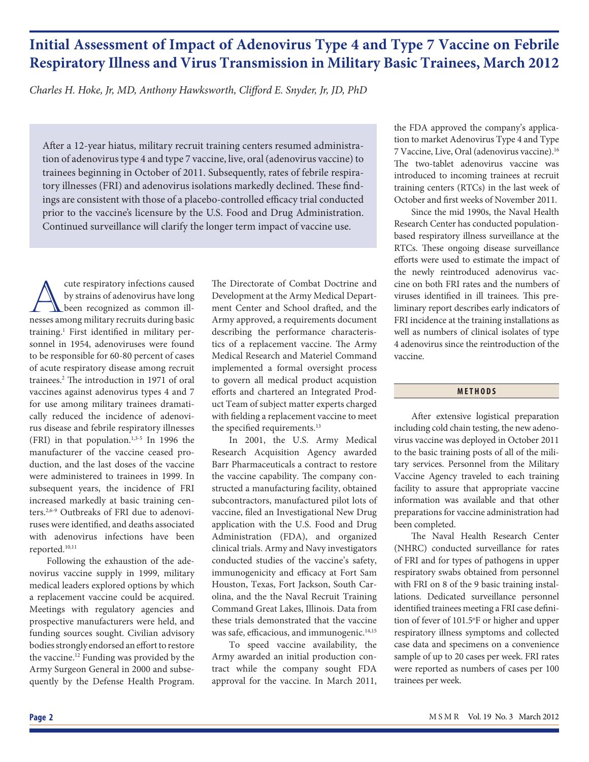# Initial Assessment of Impact of Adenovirus Type 4 and Type 7 Vaccine on Febrile Respiratory Illness and Virus Transmission in Military Basic Trainees, March 2012

*Charles H. Hoke, Jr, MD, Anthony Hawksworth, Clifford E. Snyder, Jr, JD, PhD*

After a 12-year hiatus, military recruit training centers resumed administration of adenovirus type 4 and type 7 vaccine, live, oral (adenovirus vaccine) to trainees beginning in October of 2011. Subsequently, rates of febrile respiratory illnesses (FRI) and adenovirus isolations markedly declined. These findings are consistent with those of a placebo-controlled efficacy trial conducted prior to the vaccine's licensure by the U.S. Food and Drug Administration. Continued surveillance will clarify the longer term impact of vaccine use.

Acute respiratory infections caused by strains of adenovirus have long been recognized as common illnesses among military recruits during basic training.[1] First identified in military personnel in 1954, adenoviruses were found to be responsible for 60-80 percent of cases of acute respiratory disease among recruit trainees.[2] The introduction in 1971 of oral vaccines against adenovirus types 4 and 7 for use among military trainees dramatically reduced the incidence of adenovirus disease and febrile respiratory illnesses (FRI) in that population.[1,3-5] In 1996 the manufacturer of the vaccine ceased production, and the last doses of the vaccine were administered to trainees in 1999. In subsequent years, the incidence of FRI increased markedly at basic training centers.[2,6-9] Outbreaks of FRI due to adenoviruses were identified, and deaths associated with adenovirus infections have been reported.[10,11]

Following the exhaustion of the adenovirus vaccine supply in 1999, military medical leaders explored options by which a replacement vaccine could be acquired. Meetings with regulatory agencies and prospective manufacturers were held, and funding sources sought. Civilian advisory bodies strongly endorsed an effort to restore the vaccine.[12] Funding was provided by the Army Surgeon General in 2000 and subsequently by the Defense Health Program. The Directorate of Combat Doctrine and Development at the Army Medical Department Center and School drafted, and the Army approved, a requirements document describing the performance characteristics of a replacement vaccine. The Army Medical Research and Materiel Command implemented a formal oversight process to govern all medical product acquistion efforts and chartered an Integrated Product Team of subject matter experts charged with fielding a replacement vaccine to meet the specified requirements.[13]

In 2001, the U.S. Army Medical Research Acquisition Agency awarded Barr Pharmaceuticals a contract to restore the vaccine capability. The company constructed a manufacturing facility, obtained subcontractors, manufactured pilot lots of vaccine, filed an Investigational New Drug application with the U.S. Food and Drug Administration (FDA), and organized clinical trials. Army and Navy investigators conducted studies of the vaccine's safety, immunogenicity and efficacy at Fort Sam Houston, Texas, Fort Jackson, South Carolina, and the the Naval Recruit Training Command Great Lakes, Illinois. Data from these trials demonstrated that the vaccine was safe, efficacious, and immunogenic.[14,15]

To speed vaccine availability, the Army awarded an initial production contract while the company sought FDA approval for the vaccine. In March 2011, the FDA approved the company's application to market Adenovirus Type 4 and Type 7 Vaccine, Live, Oral (adenovirus vaccine).[16] The two-tablet adenovirus vaccine was introduced to incoming trainees at recruit training centers (RTCs) in the last week of October and first weeks of November 2011.

Since the mid 1990s, the Naval Health Research Center has conducted population-based respiratory illness surveillance at the RTCs. These ongoing disease surveillance efforts were used to estimate the impact of the newly reintroduced adenovirus vaccine on both FRI rates and the numbers of viruses identified in ill trainees. This preliminary report describes early indicators of FRI incidence at the training installations as well as numbers of clinical isolates of type 4 adenovirus since the reintroduction of the vaccine.

## METHODS

After extensive logistical preparation including cold chain testing, the new adenovirus vaccine was deployed in October 2011 to the basic training posts of all of the military services. Personnel from the Military Vaccine Agency traveled to each training facility to assure that appropriate vaccine information was available and that other preparations for vaccine administration had been completed.

The Naval Health Research Center (NHRC) conducted surveillance for rates of FRI and for types of pathogens in upper respiratory swabs obtained from personnel with FRI on 8 of the 9 basic training installations. Dedicated surveillance personnel identified trainees meeting a FRI case definition of fever of 101.5°F or higher and upper respiratory illness symptoms and collected case data and specimens on a convenience sample of up to 20 cases per week. FRI rates were reported as numbers of cases per 100 trainees per week.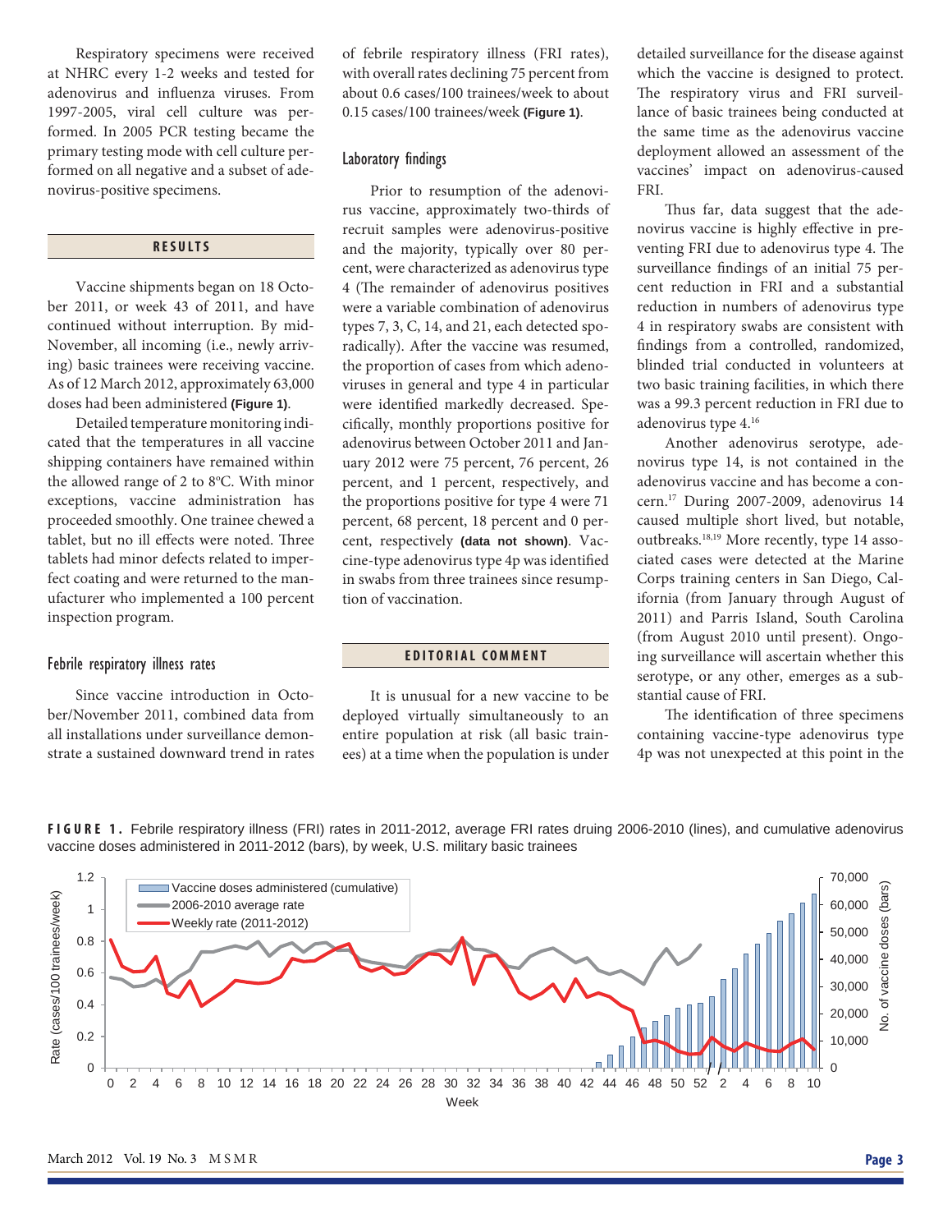Respiratory specimens were received at NHRC every 1-2 weeks and tested for adenovirus and influenza viruses. From 1997-2005, viral cell culture was performed. In 2005 PCR testing became the primary testing mode with cell culture performed on all negative and a subset of adenovirus-positive specimens.

## RESULTS

Vaccine shipments began on 18 October 2011, or week 43 of 2011, and have continued without interruption. By mid-November, all incoming (i.e., newly arriving) basic trainees were receiving vaccine. As of 12 March 2012, approximately 63,000 doses had been administered **(Figure 1)**.

Detailed temperature monitoring indicated that the temperatures in all vaccine shipping containers have remained within the allowed range of 2 to 8ºC. With minor exceptions, vaccine administration has proceeded smoothly. One trainee chewed a tablet, but no ill effects were noted. Three tablets had minor defects related to imperfect coating and were returned to the manufacturer who implemented a 100 percent inspection program.

### Febrile respiratory illness rates

Since vaccine introduction in October/November 2011, combined data from all installations under surveillance demonstrate a sustained downward trend in rates of febrile respiratory illness (FRI rates), with overall rates declining 75 percent from about 0.6 cases/100 trainees/week to about 0.15 cases/100 trainees/week **(Figure 1)**.

### Laboratory findings

Prior to resumption of the adenovirus vaccine, approximately two-thirds of recruit samples were adenovirus-positive and the majority, typically over 80 percent, were characterized as adenovirus type 4 (The remainder of adenovirus positives were a variable combination of adenovirus types 7, 3, C, 14, and 21, each detected sporadically). After the vaccine was resumed, the proportion of cases from which adenoviruses in general and type 4 in particular were identified markedly decreased. Specifically, monthly proportions positive for adenovirus between October 2011 and January 2012 were 75 percent, 76 percent, 26 percent, and 1 percent, respectively, and the proportions positive for type 4 were 71 percent, 68 percent, 18 percent and 0 percent, respectively **(data not shown)**. Vaccine-type adenovirus type 4p was identified in swabs from three trainees since resumption of vaccination.

## EDITORIAL COMMENT

It is unusual for a new vaccine to be deployed virtually simultaneously to an entire population at risk (all basic trainees) at a time when the population is under detailed surveillance for the disease against which the vaccine is designed to protect. The respiratory virus and FRI surveillance of basic trainees being conducted at the same time as the adenovirus vaccine deployment allowed an assessment of the vaccines' impact on adenovirus-caused FRI.

Thus far, data suggest that the adenovirus vaccine is highly effective in preventing FRI due to adenovirus type 4. The surveillance findings of an initial 75 percent reduction in FRI and a substantial reduction in numbers of adenovirus type 4 in respiratory swabs are consistent with findings from a controlled, randomized, blinded trial conducted in volunteers at two basic training facilities, in which there was a 99.3 percent reduction in FRI due to adenovirus type 4.[16]

Another adenovirus serotype, adenovirus type 14, is not contained in the adenovirus vaccine and has become a concern.[17] During 2007-2009, adenovirus 14 caused multiple short lived, but notable, outbreaks.[18,19] More recently, type 14 associated cases were detected at the Marine Corps training centers in San Diego, California (from January through August of 2011) and Parris Island, South Carolina (from August 2010 until present). Ongoing surveillance will ascertain whether this serotype, or any other, emerges as a substantial cause of FRI.

The identification of three specimens containing vaccine-type adenovirus type 4p was not unexpected at this point in the

**FIGURE 1.** Febrile respiratory illness (FRI) rates in 2011-2012, average FRI rates druing 2006-2010 (lines), and cumulative adenovirus vaccine doses administered in 2011-2012 (bars), by week, U.S. military basic trainees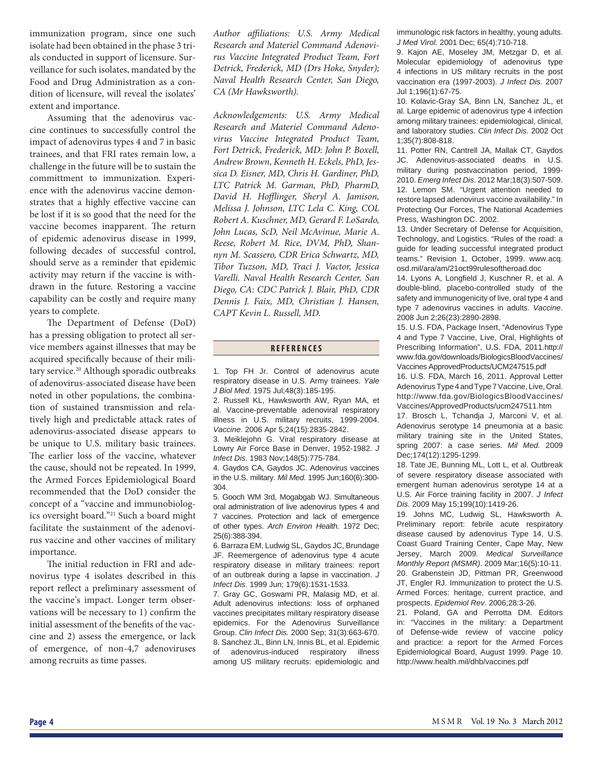immunization program, since one such isolate had been obtained in the phase 3 trials conducted in support of licensure. Surveillance for such isolates, mandated by the Food and Drug Administration as a condition of licensure, will reveal the isolates' extent and importance.

Assuming that the adenovirus vaccine continues to successfully control the impact of adenovirus types 4 and 7 in basic trainees, and that FRI rates remain low, a challenge in the future will be to sustain the committment to immunization. Experience with the adenovirus vaccine demonstrates that a highly effective vaccine can be lost if it is so good that the need for the vaccine becomes inapparent. The return of epidemic adenovirus disease in 1999, following decades of successful control, should serve as a reminder that epidemic activity may return if the vaccine is withdrawn in the future. Restoring a vaccine capability can be costly and require many years to complete.

The Department of Defense (DoD) has a pressing obligation to protect all service members against illnesses that may be acquired specifically because of their military service.[20] Although sporadic outbreaks of adenovirus-associated disease have been noted in other populations, the combination of sustained transmission and relatively high and predictable attack rates of adenovirus-associated disease appears to be unique to U.S. military basic trainees. The earlier loss of the vaccine, whatever the cause, should not be repeated. In 1999, the Armed Forces Epidemiological Board recommended that the DoD consider the concept of a "vaccine and immunobiologics oversight board."[21] Such a board might facilitate the sustainment of the adenovirus vaccine and other vaccines of military importance.

The initial reduction in FRI and adenovirus type 4 isolates described in this report reflect a preliminary assessment of the vaccine's impact. Longer term observations will be necessary to 1) confirm the initial assessment of the benefits of the vaccine and 2) assess the emergence, or lack of emergence, of non-4,7 adenoviruses among recruits as time passes.

*Author affiliations: U.S. Army Medical Research and Materiel Command Adenovirus Vaccine Integrated Product Team, Fort Detrick, Frederick, MD (Drs Hoke, Snyder); Naval Health Research Center, San Diego, CA (Mr Hawksworth).*

*Acknowledgements: U.S. Army Medical Research and Materiel Command Adenovirus Vaccine Integrated Product Team, Fort Detrick, Frederick, MD: John P. Boxell, Andrew Brown, Kenneth H. Eckels, PhD, Jessica D. Eisner, MD, Chris H. Gardiner, PhD, LTC Patrick M. Garman, PhD, PharmD, David H. Hofflinger, Sheryl A. Jamison, Melissa J. Johnson, LTC Lela C. King, COL Robert A. Kuschner, MD, Gerard F. LoSardo, John Lucas, ScD, Neil McAvinue, Marie A. Reese, Robert M. Rice, DVM, PhD, Shannyn M. Scassero, CDR Erica Schwartz, MD, Tibor Tuzson, MD, Traci J. Vactor, Jessica Varelli. Naval Health Research Center, San Diego, CA: CDC Patrick J. Blair, PhD, CDR Dennis J. Faix, MD, Christian J. Hansen, CAPT Kevin L. Russell, MD.*

## REFERENCES

1. Top FH Jr. Control of adenovirus acute respiratory disease in U.S. Army trainees. *Yale J Biol Med.* 1975 Jul;48(3):185-195.
2. Russell KL, Hawksworth AW, Ryan MA, et al. Vaccine-preventable adenoviral respiratory illness in U.S. military recruits, 1999-2004. *Vaccine*. 2006 Apr 5;24(15):2835-2842.
3. Meiklejohn G. Viral respiratory disease at Lowry Air Force Base in Denver, 1952-1982. *J Infect Dis*. 1983 Nov;148(5):775-784.
4. Gaydos CA, Gaydos JC. Adenovirus vaccines in the U.S. military. *Mil Med.* 1995 Jun;160(6):300-304.
5. Gooch WM 3rd, Mogabgab WJ. Simultaneous oral administration of live adenovirus types 4 and 7 vaccines. Protection and lack of emergence of other types. *Arch Environ Health.* 1972 Dec; 25(6):388-394.
6. Barraza EM, Ludwig SL, Gaydos JC, Brundage JF. Reemergence of adenovirus type 4 acute respiratory disease in military trainees: report of an outbreak during a lapse in vaccination. *J Infect Dis*. 1999 Jun; 179(6):1531-1533.
7. Gray GC, Goswami PR, Malasig MD, et al. Adult adenovirus infections: loss of orphaned vaccines precipitates military respiratory disease epidemics. For the Adenovirus Surveillance Group. *Clin Infect Dis.* 2000 Sep; 31(3):663-670.
8. Sanchez JL, Binn LN, Innis BL, et al. Epidemic of adenovirus-induced respiratory illness among US military recruits: epidemiologic and immunologic risk factors in healthy, young adults. *J Med Virol.* 2001 Dec; 65(4):710-718.
9. Kajon AE, Moseley JM, Metzgar D, et al. Molecular epidemiology of adenovirus type 4 infections in US military recruits in the post vaccination era (1997-2003). *J Infect Dis*. 2007 Jul 1;196(1):67-75.
10. Kolavic-Gray SA, Binn LN, Sanchez JL, et al. Large epidemic of adenovirus type 4 infection among military trainees: epidemiological, clinical, and laboratory studies. *Clin Infect Dis.* 2002 Oct 1;35(7):808-818.
11. Potter RN, Cantrell JA, Mallak CT, Gaydos JC. Adenovirus-associated deaths in U.S. military during postvaccination period, 1999-2010. *Emerg Infect Dis*. 2012 Mar;18(3):507-509.
12. Lemon SM. "Urgent attention needed to restore lapsed adenovirus vaccine availability." In Protecting Our Forces, The National Academies Press, Washington DC. 2002.
13. Under Secretary of Defense for Acquisition, Technology, and Logistics. "Rules of the road: a guide for leading successful integrated product teams." Revision 1, October, 1999. www.acq.osd.mil/ara/am/21oct99rulesoftheroad.doc
14. Lyons A, Longfield J, Kuschner R, et al. A double-blind, placebo-controlled study of the safety and immunogenicity of live, oral type 4 and type 7 adenovirus vaccines in adults. *Vaccine*. 2008 Jun 2;26(23):2890-2898.
15. U.S. FDA, Package Insert, "Adenovirus Type 4 and Type 7 Vaccine, Live, Oral, Highlights of Prescribing Information", U.S. FDA, 2011.http://www.fda.gov/downloads/BiologicsBloodVaccines/Vaccines ApprovedProducts/UCM247515.pdf
16. U.S. FDA, March 16, 2011. Approval Letter Adenovirus Type 4 and Type 7 Vaccine, Live, Oral. http://www.fda.gov/BiologicsBloodVaccines/Vaccines/ApprovedProducts/ucm247511.htm
17. Brosch L, Tchandja J, Marconi V, et al. Adenovirus serotype 14 pneumonia at a basic military training site in the United States, spring 2007: a case series. *Mil Med.* 2009 Dec;174(12):1295-1299.
18. Tate JE, Bunning ML, Lott L, et al. Outbreak of severe respiratory disease associated with emergent human adenovirus serotype 14 at a U.S. Air Force training facility in 2007. *J Infect Dis.* 2009 May 15;199(10):1419-26.
19. Johns MC, Ludwig SL, Hawksworth A. Preliminary report: febrile acute respiratory disease caused by adenovirus Type 14, U.S. Coast Guard Training Center, Cape May, New Jersey, March 2009. *Medical Surveillance Monthly Report (MSMR)*. 2009 Mar;16(5):10-11.
20. Grabenstein JD, Pittman PR, Greenwood JT, Engler RJ. Immunization to protect the U.S. Armed Forces: heritage, current practice, and prospects. *Epidemiol Rev*. 2006;28:3-26.
21. Poland, GA and Perrotta DM. Editors in: "Vaccines in the military: a Department of Defense-wide review of vaccine policy and practice: a report for the Armed Forces Epidemiological Board, August 1999. Page 10. http://www.health.mil/dhb/vaccines.pdf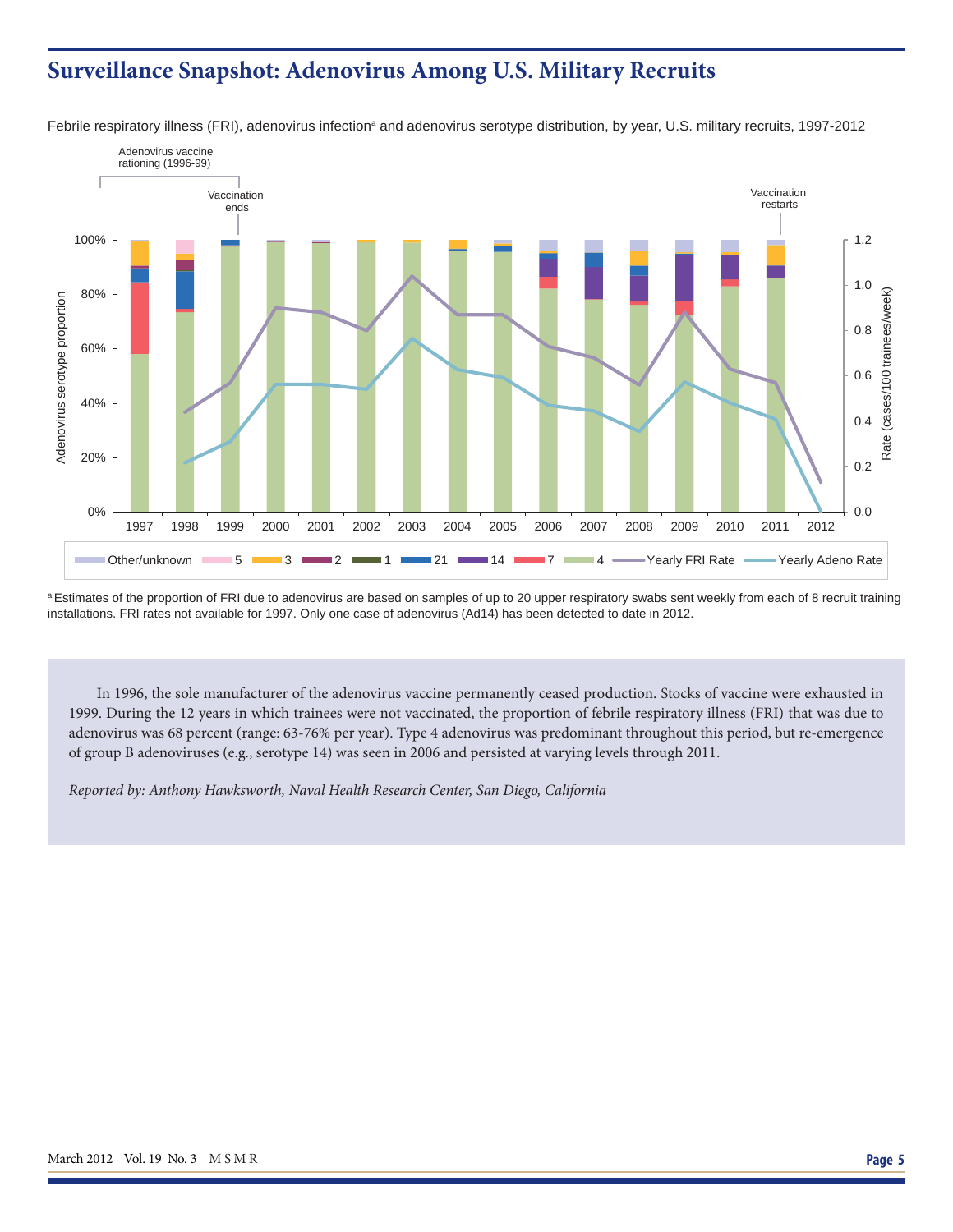# Surveillance Snapshot: Adenovirus Among U.S. Military Recruits

Febrile respiratory illness (FRI), adenovirus infection[a] and adenovirus serotype distribution, by year, U.S. military recruits, 1997-2012

[a] Estimates of the proportion of FRI due to adenovirus are based on samples of up to 20 upper respiratory swabs sent weekly from each of 8 recruit training installations. FRI rates not available for 1997. Only one case of adenovirus (Ad14) has been detected to date in 2012.

In 1996, the sole manufacturer of the adenovirus vaccine permanently ceased production. Stocks of vaccine were exhausted in 1999. During the 12 years in which trainees were not vaccinated, the proportion of febrile respiratory illness (FRI) that was due to adenovirus was 68 percent (range: 63-76% per year). Type 4 adenovirus was predominant throughout this period, but re-emergence of group B adenoviruses (e.g., serotype 14) was seen in 2006 and persisted at varying levels through 2011.

*Reported by: Anthony Hawksworth, Naval Health Research Center, San Diego, California*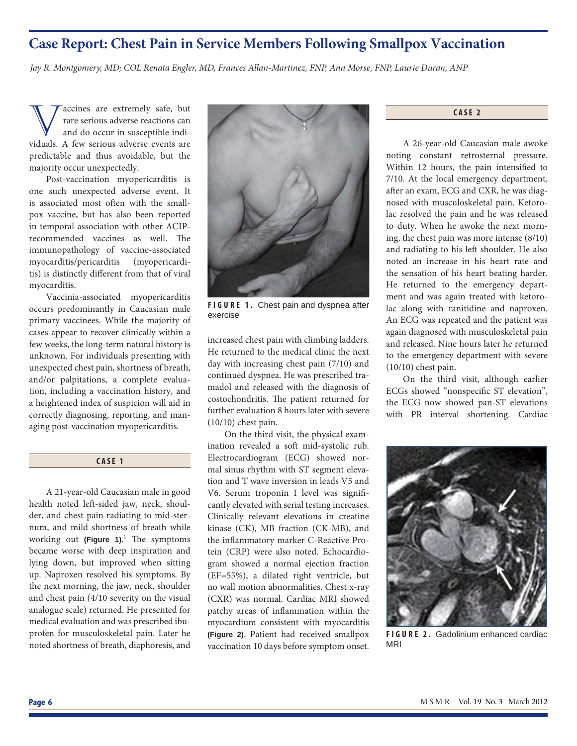# Case Report: Chest Pain in Service Members Following Smallpox Vaccination

*Jay R. Montgomery, MD; COL Renata Engler, MD, Frances Allan-Martinez, FNP, Ann Morse, FNP, Laurie Duran, ANP*

Vaccines are extremely safe, but rare serious adverse reactions can and do occur in susceptible individuals. A few serious adverse events are predictable and thus avoidable, but the majority occur unexpectedly.

Post-vaccination myopericarditis is one such unexpected adverse event. It is associated most often with the smallpox vaccine, but has also been reported in temporal association with other ACIP-recommended vaccines as well. The immunopathology of vaccine-associated myocarditis/pericarditis (myopericarditis) is distinctly different from that of viral myocarditis.

Vaccinia-associated myopericarditis occurs predominantly in Caucasian male primary vaccinees. While the majority of cases appear to recover clinically within a few weeks, the long-term natural history is unknown. For individuals presenting with unexpected chest pain, shortness of breath, and/or palpitations, a complete evaluation, including a vaccination history, and a heightened index of suspicion will aid in correctly diagnosing, reporting, and managing post-vaccination myopericarditis.

## CASE 1

A 21-year-old Caucasian male in good health noted left-sided jaw, neck, shoulder, and chest pain radiating to mid-sternum, and mild shortness of breath while working out **(Figure 1)**.[1] The symptoms became worse with deep inspiration and lying down, but improved when sitting up. Naproxen resolved his symptoms. By the next morning, the jaw, neck, shoulder and chest pain (4/10 severity on the visual analogue scale) returned. He presented for medical evaluation and was prescribed ibuprofen for musculoskeletal pain. Later he noted shortness of breath, diaphoresis, and increased chest pain with climbing ladders. He returned to the medical clinic the next day with increasing chest pain (7/10) and continued dyspnea. He was prescribed tramadol and released with the diagnosis of costochondritis. The patient returned for further evaluation 8 hours later with severe (10/10) chest pain.

**FIGURE 1.** Chest pain and dyspnea after exercise

On the third visit, the physical examination revealed a soft mid-systolic rub. Electrocardiogram (ECG) showed normal sinus rhythm with ST segment elevation and T wave inversion in leads V5 and V6. Serum troponin I level was significantly elevated with serial testing increases. Clinically relevant elevations in creatine kinase (CK), MB fraction (CK-MB), and the inflammatory marker C-Reactive Protein (CRP) were also noted. Echocardiogram showed a normal ejection fraction (EF=55%), a dilated right ventricle, but no wall motion abnormalities. Chest x-ray (CXR) was normal. Cardiac MRI showed patchy areas of inflammation within the myocardium consistent with myocarditis **(Figure 2)**. Patient had received smallpox vaccination 10 days before symptom onset.

## CASE 2

A 26-year-old Caucasian male awoke noting constant retrosternal pressure. Within 12 hours, the pain intensified to 7/10. At the local emergency department, after an exam, ECG and CXR, he was diagnosed with musculoskeletal pain. Ketorolac resolved the pain and he was released to duty. When he awoke the next morning, the chest pain was more intense (8/10) and radiating to his left shoulder. He also noted an increase in his heart rate and the sensation of his heart beating harder. He returned to the emergency department and was again treated with ketorolac along with ranitidine and naproxen. An ECG was repeated and the patient was again diagnosed with musculoskeletal pain and released. Nine hours later he returned to the emergency department with severe (10/10) chest pain.

On the third visit, although earlier ECGs showed "nonspecific ST elevation", the ECG now showed pan-ST elevations with PR interval shortening. Cardiac

**FIGURE 2.** Gadolinium enhanced cardiac MRI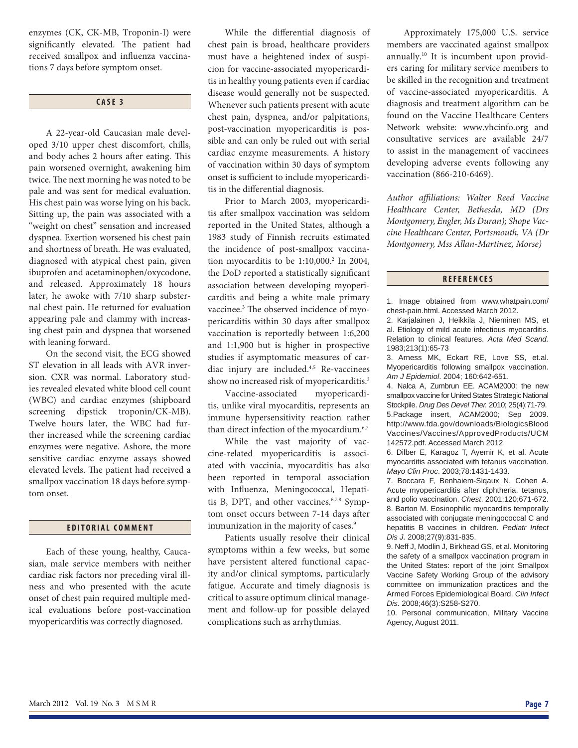enzymes (CK, CK-MB, Troponin-I) were significantly elevated. The patient had received smallpox and influenza vaccinations 7 days before symptom onset.

## CASE 3

A 22-year-old Caucasian male developed 3/10 upper chest discomfort, chills, and body aches 2 hours after eating. This pain worsened overnight, awakening him twice. The next morning he was noted to be pale and was sent for medical evaluation. His chest pain was worse lying on his back. Sitting up, the pain was associated with a "weight on chest" sensation and increased dyspnea. Exertion worsened his chest pain and shortness of breath. He was evaluated, diagnosed with atypical chest pain, given ibuprofen and acetaminophen/oxycodone, and released. Approximately 18 hours later, he awoke with 7/10 sharp substernal chest pain. He returned for evaluation appearing pale and clammy with increasing chest pain and dyspnea that worsened with leaning forward.

On the second visit, the ECG showed ST elevation in all leads with AVR inversion. CXR was normal. Laboratory studies revealed elevated white blood cell count (WBC) and cardiac enzymes (shipboard screening dipstick troponin/CK-MB). Twelve hours later, the WBC had further increased while the screening cardiac enzymes were negative. Ashore, the more sensitive cardiac enzyme assays showed elevated levels. The patient had received a smallpox vaccination 18 days before symptom onset.

## EDITORIAL COMMENT

Each of these young, healthy, Caucasian, male service members with neither cardiac risk factors nor preceding viral illness and who presented with the acute onset of chest pain required multiple medical evaluations before post-vaccination myopericarditis was correctly diagnosed.

While the differential diagnosis of chest pain is broad, healthcare providers must have a heightened index of suspicion for vaccine-associated myopericarditis in healthy young patients even if cardiac disease would generally not be suspected. Whenever such patients present with acute chest pain, dyspnea, and/or palpitations, post-vaccination myopericarditis is possible and can only be ruled out with serial cardiac enzyme measurements. A history of vaccination within 30 days of symptom onset is sufficient to include myopericarditis in the differential diagnosis.

Prior to March 2003, myopericarditis after smallpox vaccination was seldom reported in the United States, although a 1983 study of Finnish recruits estimated the incidence of post-smallpox vaccination myocarditis to be 1:10,000.[2] In 2004, the DoD reported a statistically significant association between developing myopericarditis and being a white male primary vaccinee.[3] The observed incidence of myopericarditis within 30 days after smallpox vaccination is reportedly between 1:6,200 and 1:1,900 but is higher in prospective studies if asymptomatic measures of cardiac injury are included.[4,5] Re-vaccinees show no increased risk of myopericarditis.[3]

Vaccine-associated myopericarditis, unlike viral myocarditis, represents an immune hypersensitivity reaction rather than direct infection of the myocardium.[6,7]

While the vast majority of vaccine-related myopericarditis is associated with vaccinia, myocarditis has also been reported in temporal association with Influenza, Meningococcal, Hepatitis B, DPT, and other vaccines.[6,7,8] Symptom onset occurs between 7-14 days after immunization in the majority of cases.[9]

Patients usually resolve their clinical symptoms within a few weeks, but some have persistent altered functional capacity and/or clinical symptoms, particularly fatigue. Accurate and timely diagnosis is critical to assure optimum clinical management and follow-up for possible delayed complications such as arrhythmias.

Approximately 175,000 U.S. service members are vaccinated against smallpox annually.[10] It is incumbent upon providers caring for military service members to be skilled in the recognition and treatment of vaccine-associated myopericarditis. A diagnosis and treatment algorithm can be found on the Vaccine Healthcare Centers Network website: www.vhcinfo.org and consultative services are available 24/7 to assist in the management of vaccinees developing adverse events following any vaccination (866-210-6469).

*Author affiliations: Walter Reed Vaccine Healthcare Center, Bethesda, MD (Drs Montgomery, Engler, Ms Duran); Shope Vaccine Healthcare Center, Portsmouth, VA (Dr Montgomery, Mss Allan-Martinez, Morse)*

## REFERENCES

1. Image obtained from www.whatpain.com/chest-pain.html. Accessed March 2012.
2. Karjalainen J, Heikkila J, Nieminen MS, et al. Etiology of mild acute infectious myocarditis. Relation to clinical features. *Acta Med Scand.* 1983;213(1):65-73
3. Arness MK, Eckart RE, Love SS, et.al. Myopericarditis following smallpox vaccination. *Am J Epidemiol*. 2004; 160:642-651.
4. Nalca A, Zumbrun EE. ACAM2000: the new smallpox vaccine for United States Strategic National Stockpile. *Drug Des Devel Ther.* 2010; 25(4):71-79.
5. Package insert, ACAM2000; Sep 2009. http://www.fda.gov/downloads/BiologicsBloodVaccines/Vaccines/ApprovedProducts/UCM142572.pdf. Accessed March 2012
6. Dilber E, Karagoz T, Ayemir K, et al. Acute myocarditis associated with tetanus vaccination. *Mayo Clin Proc*. 2003;78:1431-1433.
7. Boccara F, Benhaiem-Siqaux N, Cohen A. Acute myopericarditis after diphtheria, tetanus, and polio vaccination. *Chest*. 2001;120:671-672.
8. Barton M. Eosinophilic myocarditis temporally associated with conjugate meningococcal C and hepatitis B vaccines in children. *Pediatr Infect Dis J.* 2008;27(9):831-835.
9. Neff J, Modlin J, Birkhead GS, et al. Monitoring the safety of a smallpox vaccination program in the United States: report of the joint Smallpox Vaccine Safety Working Group of the advisory committee on immunization practices and the Armed Forces Epidemiological Board. *Clin Infect Dis.* 2008;46(3):S258-S270.
10. Personal communication, Military Vaccine Agency, August 2011.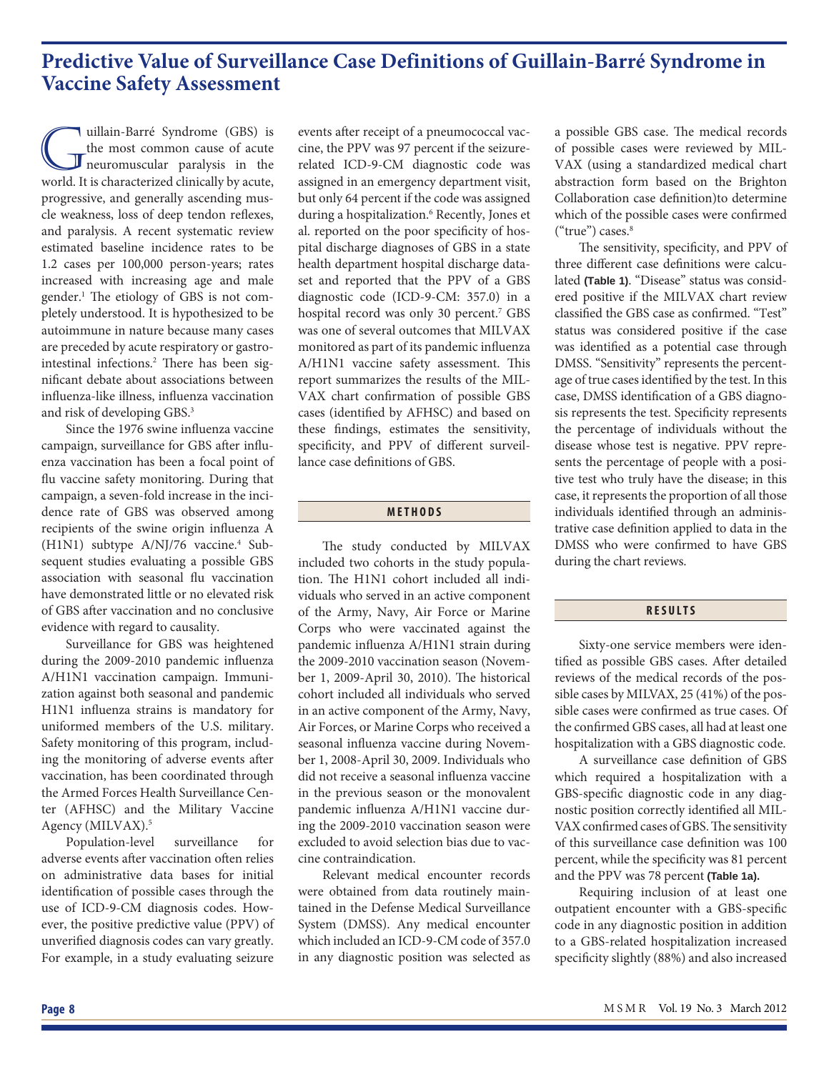# Predictive Value of Surveillance Case Definitions of Guillain-Barré Syndrome in Vaccine Safety Assessment

Guillain-Barré Syndrome (GBS) is the most common cause of acute neuromuscular paralysis in the world. It is characterized clinically by acute, progressive, and generally ascending muscle weakness, loss of deep tendon reflexes, and paralysis. A recent systematic review estimated baseline incidence rates to be 1.2 cases per 100,000 person-years; rates increased with increasing age and male gender.[1] The etiology of GBS is not completely understood. It is hypothesized to be autoimmune in nature because many cases are preceded by acute respiratory or gastrointestinal infections.[2] There has been significant debate about associations between influenza-like illness, influenza vaccination and risk of developing GBS.[3]

Since the 1976 swine influenza vaccine campaign, surveillance for GBS after influenza vaccination has been a focal point of flu vaccine safety monitoring. During that campaign, a seven-fold increase in the incidence rate of GBS was observed among recipients of the swine origin influenza A (H1N1) subtype A/NJ/76 vaccine.[4] Subsequent studies evaluating a possible GBS association with seasonal flu vaccination have demonstrated little or no elevated risk of GBS after vaccination and no conclusive evidence with regard to causality.

Surveillance for GBS was heightened during the 2009-2010 pandemic influenza A/H1N1 vaccination campaign. Immunization against both seasonal and pandemic H1N1 influenza strains is mandatory for uniformed members of the U.S. military. Safety monitoring of this program, including the monitoring of adverse events after vaccination, has been coordinated through the Armed Forces Health Surveillance Center (AFHSC) and the Military Vaccine Agency (MILVAX).[5]

Population-level surveillance for adverse events after vaccination often relies on administrative data bases for initial identification of possible cases through the use of ICD-9-CM diagnosis codes. However, the positive predictive value (PPV) of unverified diagnosis codes can vary greatly. For example, in a study evaluating seizure events after receipt of a pneumococcal vaccine, the PPV was 97 percent if the seizure-related ICD-9-CM diagnostic code was assigned in an emergency department visit, but only 64 percent if the code was assigned during a hospitalization.[6] Recently, Jones et al. reported on the poor specificity of hospital discharge diagnoses of GBS in a state health department hospital discharge dataset and reported that the PPV of a GBS diagnostic code (ICD-9-CM: 357.0) in a hospital record was only 30 percent.[7] GBS was one of several outcomes that MILVAX monitored as part of its pandemic influenza A/H1N1 vaccine safety assessment. This report summarizes the results of the MILVAX chart confirmation of possible GBS cases (identified by AFHSC) and based on these findings, estimates the sensitivity, specificity, and PPV of different surveillance case definitions of GBS.

## METHODS

The study conducted by MILVAX included two cohorts in the study population. The H1N1 cohort included all individuals who served in an active component of the Army, Navy, Air Force or Marine Corps who were vaccinated against the pandemic influenza A/H1N1 strain during the 2009-2010 vaccination season (November 1, 2009-April 30, 2010). The historical cohort included all individuals who served in an active component of the Army, Navy, Air Forces, or Marine Corps who received a seasonal influenza vaccine during November 1, 2008-April 30, 2009. Individuals who did not receive a seasonal influenza vaccine in the previous season or the monovalent pandemic influenza A/H1N1 vaccine during the 2009-2010 vaccination season were excluded to avoid selection bias due to vaccine contraindication.

Relevant medical encounter records were obtained from data routinely maintained in the Defense Medical Surveillance System (DMSS). Any medical encounter which included an ICD-9-CM code of 357.0 in any diagnostic position was selected as a possible GBS case. The medical records of possible cases were reviewed by MILVAX (using a standardized medical chart abstraction form based on the Brighton Collaboration case definition)to determine which of the possible cases were confirmed ("true") cases.[8]

The sensitivity, specificity, and PPV of three different case definitions were calculated **(Table 1)**. "Disease" status was considered positive if the MILVAX chart review classified the GBS case as confirmed. "Test" status was considered positive if the case was identified as a potential case through DMSS. "Sensitivity" represents the percentage of true cases identified by the test. In this case, DMSS identification of a GBS diagnosis represents the test. Specificity represents the percentage of individuals without the disease whose test is negative. PPV represents the percentage of people with a positive test who truly have the disease; in this case, it represents the proportion of all those individuals identified through an administrative case definition applied to data in the DMSS who were confirmed to have GBS during the chart reviews.

## RESULTS

Sixty-one service members were identified as possible GBS cases. After detailed reviews of the medical records of the possible cases by MILVAX, 25 (41%) of the possible cases were confirmed as true cases. Of the confirmed GBS cases, all had at least one hospitalization with a GBS diagnostic code.

A surveillance case definition of GBS which required a hospitalization with a GBS-specific diagnostic code in any diagnostic position correctly identified all MILVAX confirmed cases of GBS. The sensitivity of this surveillance case definition was 100 percent, while the specificity was 81 percent and the PPV was 78 percent **(Table 1a).**

Requiring inclusion of at least one outpatient encounter with a GBS-specific code in any diagnostic position in addition to a GBS-related hospitalization increased specificity slightly (88%) and also increased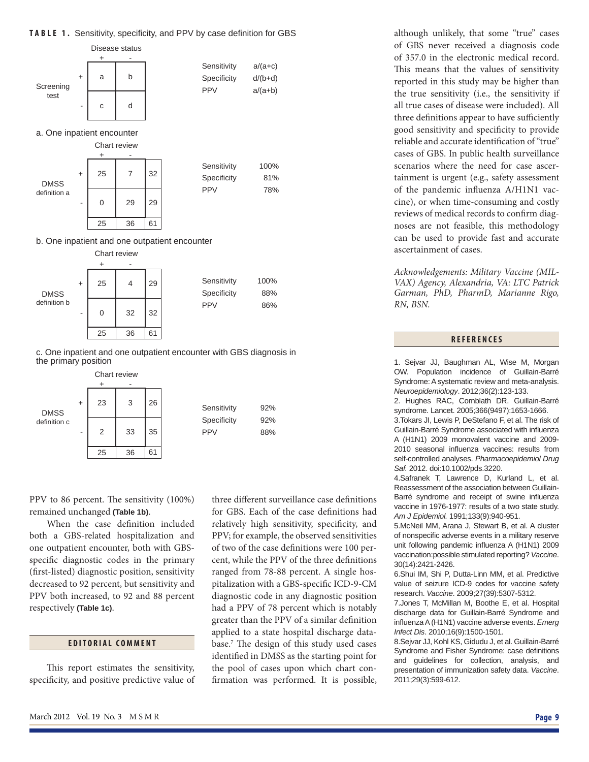**TABLE 1.** Sensitivity, specificity, and PPV by case definition for GBS

| | | Disease status + | Disease status - |
|---|---|---|---|
| Screening test | + | a | b |
| | - | c | d |

| | |
|---|---|
| Sensitivity | a/(a+c) |
| Specificity | d/(b+d) |
| PPV | a/(a+b) |

a. One inpatient encounter

| | | Chart review + | Chart review - | |
|---|---|---|---|---|
| DMSS definition a | + | 25 | 7 | 32 |
| | - | 0 | 29 | 29 |
| | | 25 | 36 | 61 |

| | |
|---|---|
| Sensitivity | 100% |
| Specificity | 81% |
| PPV | 78% |

b. One inpatient and one outpatient encounter

| | | Chart review + | Chart review - | |
|---|---|---|---|---|
| DMSS definition b | + | 25 | 4 | 29 |
| | - | 0 | 32 | 32 |
| | | 25 | 36 | 61 |

| | |
|---|---|
| Sensitivity | 100% |
| Specificity | 88% |
| PPV | 86% |

c. One inpatient and one outpatient encounter with GBS diagnosis in the primary position

| | | Chart review + | Chart review - | |
|---|---|---|---|---|
| DMSS definition c | + | 23 | 3 | 26 |
| | - | 2 | 33 | 35 |
| | | 25 | 36 | 61 |

| | |
|---|---|
| Sensitivity | 92% |
| Specificity | 92% |
| PPV | 88% |

PPV to 86 percent. The sensitivity (100%) remained unchanged **(Table 1b)**.

When the case definition included both a GBS-related hospitalization and one outpatient encounter, both with GBS-specific diagnostic codes in the primary (first-listed) diagnostic position, sensitivity decreased to 92 percent, but sensitivity and PPV both increased, to 92 and 88 percent respectively **(Table 1c)**.

## EDITORIAL COMMENT

This report estimates the sensitivity, specificity, and positive predictive value of three different surveillance case definitions for GBS. Each of the case definitions had relatively high sensitivity, specificity, and PPV; for example, the observed sensitivities of two of the case definitions were 100 percent, while the PPV of the three definitions ranged from 78-88 percent. A single hospitalization with a GBS-specific ICD-9-CM diagnostic code in any diagnostic position had a PPV of 78 percent which is notably greater than the PPV of a similar definition applied to a state hospital discharge database.[7] The design of this study used cases identified in DMSS as the starting point for the pool of cases upon which chart confirmation was performed. It is possible, although unlikely, that some "true" cases of GBS never received a diagnosis code of 357.0 in the electronic medical record. This means that the values of sensitivity reported in this study may be higher than the true sensitivity (i.e., the sensitivity if all true cases of disease were included). All three definitions appear to have sufficiently good sensitivity and specificity to provide reliable and accurate identification of "true" cases of GBS. In public health surveillance scenarios where the need for case ascertainment is urgent (e.g., safety assessment of the pandemic influenza A/H1N1 vaccine), or when time-consuming and costly reviews of medical records to confirm diagnoses are not feasible, this methodology can be used to provide fast and accurate ascertainment of cases.

*Acknowledgements: Military Vaccine (MILVAX) Agency, Alexandria, VA: LTC Patrick Garman, PhD, PharmD, Marianne Rigo, RN, BSN.*

## REFERENCES

1. Sejvar JJ, Baughman AL, Wise M, Morgan OW. Population incidence of Guillain-Barré Syndrome: A systematic review and meta-analysis. *Neuroepidemiology*. 2012;36(2):123-133.
2. Hughes RAC, Cornblath DR. Guillain-Barré syndrome. Lancet. 2005;366(9497):1653-1666.
3. Tokars JI, Lewis P, DeStefano F, et al. The risk of Guillain-Barré Syndrome associated with influenza A (H1N1) 2009 monovalent vaccine and 2009-2010 seasonal influenza vaccines: results from self-controlled analyses. *Pharmacoepidemiol Drug Saf.* 2012. doi:10.1002/pds.3220.
4. Safranek T, Lawrence D, Kurland L, et al. Reassessment of the association between Guillain-Barré syndrome and receipt of swine influenza vaccine in 1976-1977: results of a two state study. *Am J Epidemiol.* 1991;133(9):940-951.
5. McNeil MM, Arana J, Stewart B, et al. A cluster of nonspecific adverse events in a military reserve unit following pandemic influenza A (H1N1) 2009 vaccination:possible stimulated reporting? *Vaccine*. 30(14):2421-2426.
6. Shui IM, Shi P, Dutta-Linn MM, et al. Predictive value of seizure ICD-9 codes for vaccine safety research. *Vaccine*. 2009;27(39):5307-5312.
7. Jones T, McMillan M, Boothe E, et al. Hospital discharge data for Guillain-Barré Syndrome and influenza A (H1N1) vaccine adverse events. *Emerg Infect Dis*. 2010;16(9):1500-1501.
8. Sejvar JJ, Kohl KS, Gidudu J, et al. Guillain-Barré Syndrome and Fisher Syndrome: case definitions and guidelines for collection, analysis, and presentation of immunization safety data. *Vaccine*. 2011;29(3):599-612.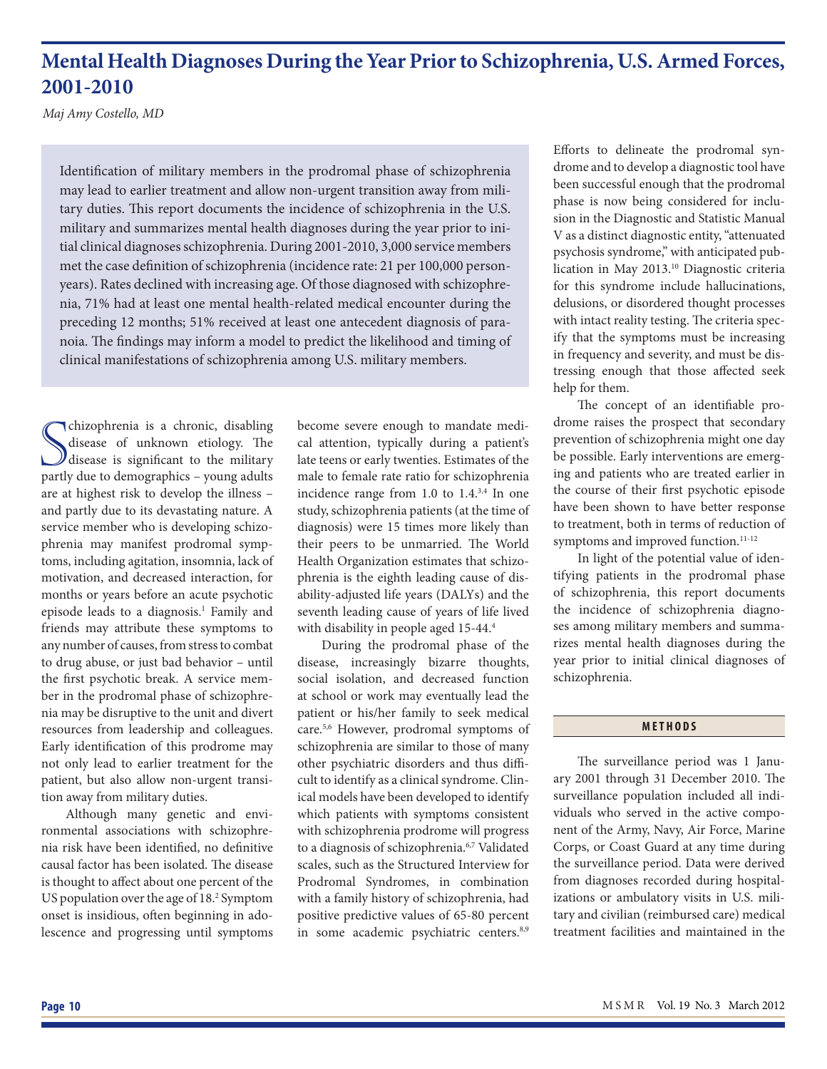# Mental Health Diagnoses During the Year Prior to Schizophrenia, U.S. Armed Forces, 2001-2010

*Maj Amy Costello, MD*

Identification of military members in the prodromal phase of schizophrenia may lead to earlier treatment and allow non-urgent transition away from military duties. This report documents the incidence of schizophrenia in the U.S. military and summarizes mental health diagnoses during the year prior to initial clinical diagnoses schizophrenia. During 2001-2010, 3,000 service members met the case definition of schizophrenia (incidence rate: 21 per 100,000 person-years). Rates declined with increasing age. Of those diagnosed with schizophrenia, 71% had at least one mental health-related medical encounter during the preceding 12 months; 51% received at least one antecedent diagnosis of paranoia. The findings may inform a model to predict the likelihood and timing of clinical manifestations of schizophrenia among U.S. military members.

Schizophrenia is a chronic, disabling disease of unknown etiology. The disease is significant to the military partly due to demographics – young adults are at highest risk to develop the illness – and partly due to its devastating nature. A service member who is developing schizophrenia may manifest prodromal symptoms, including agitation, insomnia, lack of motivation, and decreased interaction, for months or years before an acute psychotic episode leads to a diagnosis.[1] Family and friends may attribute these symptoms to any number of causes, from stress to combat to drug abuse, or just bad behavior – until the first psychotic break. A service member in the prodromal phase of schizophrenia may be disruptive to the unit and divert resources from leadership and colleagues. Early identification of this prodrome may not only lead to earlier treatment for the patient, but also allow non-urgent transition away from military duties.

Although many genetic and environmental associations with schizophrenia risk have been identified, no definitive causal factor has been isolated. The disease is thought to affect about one percent of the US population over the age of 18.[2] Symptom onset is insidious, often beginning in adolescence and progressing until symptoms become severe enough to mandate medical attention, typically during a patient's late teens or early twenties. Estimates of the male to female rate ratio for schizophrenia incidence range from 1.0 to 1.4.[3,4] In one study, schizophrenia patients (at the time of diagnosis) were 15 times more likely than their peers to be unmarried. The World Health Organization estimates that schizophrenia is the eighth leading cause of disability-adjusted life years (DALYs) and the seventh leading cause of years of life lived with disability in people aged 15-44.[4]

During the prodromal phase of the disease, increasingly bizarre thoughts, social isolation, and decreased function at school or work may eventually lead the patient or his/her family to seek medical care.[5,6] However, prodromal symptoms of schizophrenia are similar to those of many other psychiatric disorders and thus difficult to identify as a clinical syndrome. Clinical models have been developed to identify which patients with symptoms consistent with schizophrenia prodrome will progress to a diagnosis of schizophrenia.[6,7] Validated scales, such as the Structured Interview for Prodromal Syndromes, in combination with a family history of schizophrenia, had positive predictive values of 65-80 percent in some academic psychiatric centers.[8,9]

Efforts to delineate the prodromal syndrome and to develop a diagnostic tool have been successful enough that the prodromal phase is now being considered for inclusion in the Diagnostic and Statistic Manual V as a distinct diagnostic entity, "attenuated psychosis syndrome," with anticipated publication in May 2013.[10] Diagnostic criteria for this syndrome include hallucinations, delusions, or disordered thought processes with intact reality testing. The criteria specify that the symptoms must be increasing in frequency and severity, and must be distressing enough that those affected seek help for them.

The concept of an identifiable prodrome raises the prospect that secondary prevention of schizophrenia might one day be possible. Early interventions are emerging and patients who are treated earlier in the course of their first psychotic episode have been shown to have better response to treatment, both in terms of reduction of symptoms and improved function.[11-12]

In light of the potential value of identifying patients in the prodromal phase of schizophrenia, this report documents the incidence of schizophrenia diagnoses among military members and summarizes mental health diagnoses during the year prior to initial clinical diagnoses of schizophrenia.

## METHODS

The surveillance period was 1 January 2001 through 31 December 2010. The surveillance population included all individuals who served in the active component of the Army, Navy, Air Force, Marine Corps, or Coast Guard at any time during the surveillance period. Data were derived from diagnoses recorded during hospitalizations or ambulatory visits in U.S. military and civilian (reimbursed care) medical treatment facilities and maintained in the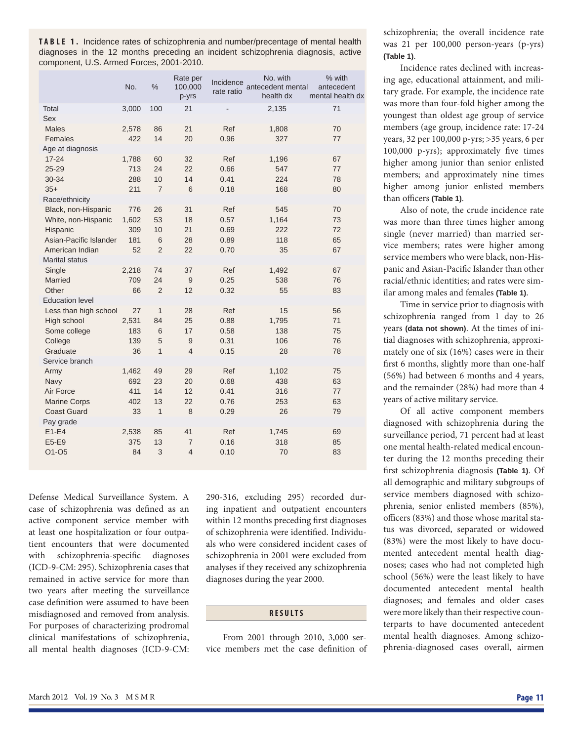**TABLE 1.** Incidence rates of schizophrenia and number/precentage of mental health diagnoses in the 12 months preceding an incident schizophrenia diagnosis, active component, U.S. Armed Forces, 2001-2010.

| | No. | % | Rate per 100,000 p-yrs | Incidence rate ratio | No. with antecedent mental health dx | % with antecedent mental health dx |
|---|---|---|---|---|---|---|
| Total | 3,000 | 100 | 21 | - | 2,135 | 71 |
| Sex | | | | | | |
| Males | 2,578 | 86 | 21 | Ref | 1,808 | 70 |
| Females | 422 | 14 | 20 | 0.96 | 327 | 77 |
| Age at diagnosis | | | | | | |
| 17-24 | 1,788 | 60 | 32 | Ref | 1,196 | 67 |
| 25-29 | 713 | 24 | 22 | 0.66 | 547 | 77 |
| 30-34 | 288 | 10 | 14 | 0.41 | 224 | 78 |
| 35+ | 211 | 7 | 6 | 0.18 | 168 | 80 |
| Race/ethnicity | | | | | | |
| Black, non-Hispanic | 776 | 26 | 31 | Ref | 545 | 70 |
| White, non-Hispanic | 1,602 | 53 | 18 | 0.57 | 1,164 | 73 |
| Hispanic | 309 | 10 | 21 | 0.69 | 222 | 72 |
| Asian-Pacific Islander | 181 | 6 | 28 | 0.89 | 118 | 65 |
| American Indian | 52 | 2 | 22 | 0.70 | 35 | 67 |
| Marital status | | | | | | |
| Single | 2,218 | 74 | 37 | Ref | 1,492 | 67 |
| Married | 709 | 24 | 9 | 0.25 | 538 | 76 |
| Other | 66 | 2 | 12 | 0.32 | 55 | 83 |
| Education level | | | | | | |
| Less than high school | 27 | 1 | 28 | Ref | 15 | 56 |
| High school | 2,531 | 84 | 25 | 0.88 | 1,795 | 71 |
| Some college | 183 | 6 | 17 | 0.58 | 138 | 75 |
| College | 139 | 5 | 9 | 0.31 | 106 | 76 |
| Graduate | 36 | 1 | 4 | 0.15 | 28 | 78 |
| Service branch | | | | | | |
| Army | 1,462 | 49 | 29 | Ref | 1,102 | 75 |
| Navy | 692 | 23 | 20 | 0.68 | 438 | 63 |
| Air Force | 411 | 14 | 12 | 0.41 | 316 | 77 |
| Marine Corps | 402 | 13 | 22 | 0.76 | 253 | 63 |
| Coast Guard | 33 | 1 | 8 | 0.29 | 26 | 79 |
| Pay grade | | | | | | |
| E1-E4 | 2,538 | 85 | 41 | Ref | 1,745 | 69 |
| E5-E9 | 375 | 13 | 7 | 0.16 | 318 | 85 |
| O1-O5 | 84 | 3 | 4 | 0.10 | 70 | 83 |

Defense Medical Surveillance System. A case of schizophrenia was defined as an active component service member with at least one hospitalization or four outpatient encounters that were documented with schizophrenia-specific diagnoses (ICD-9-CM: 295). Schizophrenia cases that remained in active service for more than two years after meeting the surveillance case definition were assumed to have been misdiagnosed and removed from analysis. For purposes of characterizing prodromal clinical manifestations of schizophrenia, all mental health diagnoses (ICD-9-CM: 290-316, excluding 295) recorded during inpatient and outpatient encounters within 12 months preceding first diagnoses of schizophrenia were identified. Individuals who were considered incident cases of schizophrenia in 2001 were excluded from analyses if they received any schizophrenia diagnoses during the year 2000.

## RESULTS

From 2001 through 2010, 3,000 service members met the case definition of schizophrenia; the overall incidence rate was 21 per 100,000 person-years (p-yrs) **(Table 1)**.

Incidence rates declined with increasing age, educational attainment, and military grade. For example, the incidence rate was more than four-fold higher among the youngest than oldest age group of service members (age group, incidence rate: 17-24 years, 32 per 100,000 p-yrs; >35 years, 6 per 100,000 p-yrs); approximately five times higher among junior than senior enlisted members; and approximately nine times higher among junior enlisted members than officers **(Table 1)**.

Also of note, the crude incidence rate was more than three times higher among single (never married) than married service members; rates were higher among service members who were black, non-Hispanic and Asian-Pacific Islander than other racial/ethnic identities; and rates were similar among males and females **(Table 1)**.

Time in service prior to diagnosis with schizophrenia ranged from 1 day to 26 years **(data not shown)**. At the times of initial diagnoses with schizophrenia, approximately one of six (16%) cases were in their first 6 months, slightly more than one-half (56%) had between 6 months and 4 years, and the remainder (28%) had more than 4 years of active military service.

Of all active component members diagnosed with schizophrenia during the surveillance period, 71 percent had at least one mental health-related medical encounter during the 12 months preceding their first schizophrenia diagnosis **(Table 1)**. Of all demographic and military subgroups of service members diagnosed with schizophrenia, senior enlisted members (85%), officers (83%) and those whose marital status was divorced, separated or widowed (83%) were the most likely to have documented antecedent mental health diagnoses; cases who had not completed high school (56%) were the least likely to have documented antecedent mental health diagnoses; and females and older cases were more likely than their respective counterparts to have documented antecedent mental health diagnoses. Among schizophrenia-diagnosed cases overall, airmen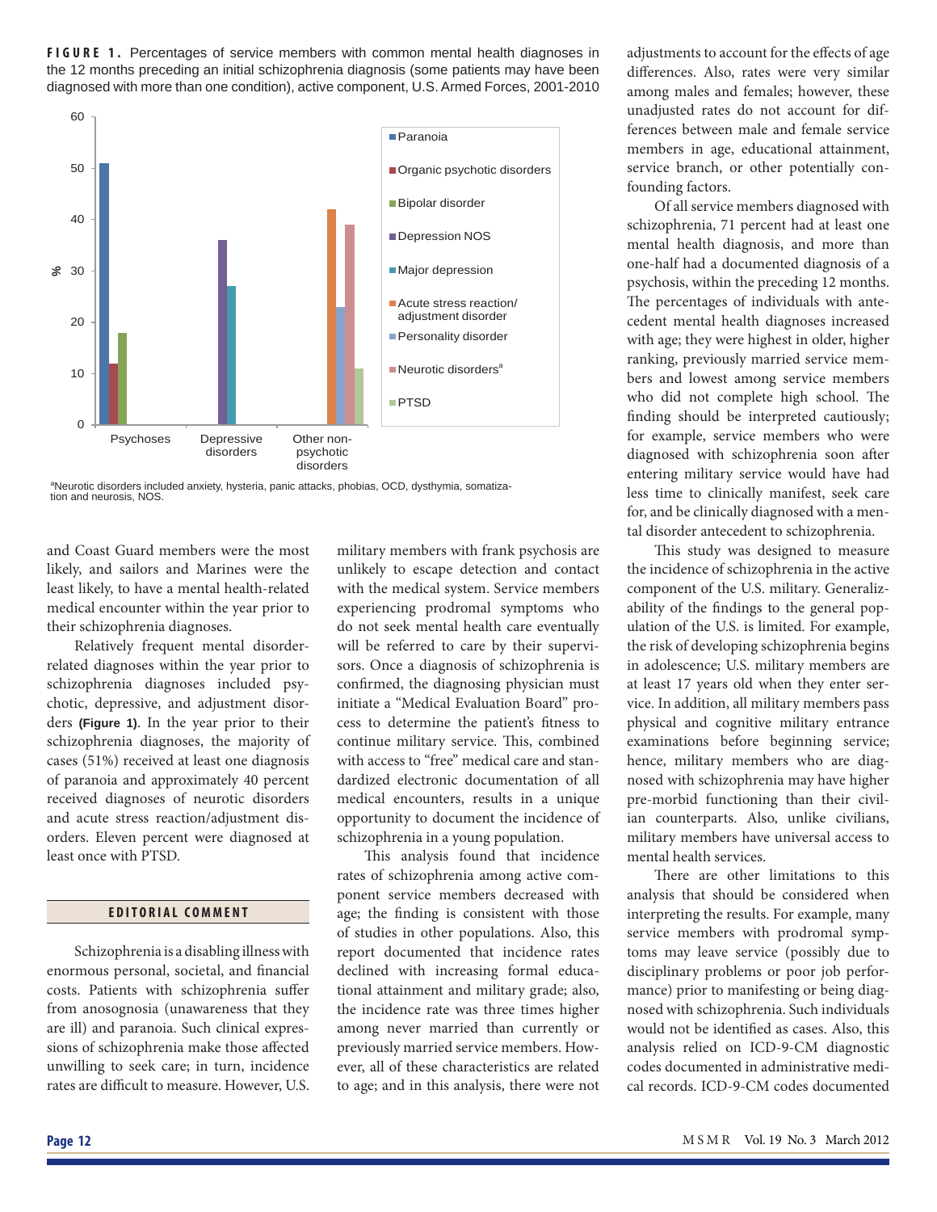**FIGURE 1.** Percentages of service members with common mental health diagnoses in the 12 months preceding an initial schizophrenia diagnosis (some patients may have been diagnosed with more than one condition), active component, U.S. Armed Forces, 2001-2010

[a]Neurotic disorders included anxiety, hysteria, panic attacks, phobias, OCD, dysthymia, somatization and neurosis, NOS.

and Coast Guard members were the most likely, and sailors and Marines were the least likely, to have a mental health-related medical encounter within the year prior to their schizophrenia diagnoses.

Relatively frequent mental disorder-related diagnoses within the year prior to schizophrenia diagnoses included psychotic, depressive, and adjustment disorders **(Figure 1)**. In the year prior to their schizophrenia diagnoses, the majority of cases (51%) received at least one diagnosis of paranoia and approximately 40 percent received diagnoses of neurotic disorders and acute stress reaction/adjustment disorders. Eleven percent were diagnosed at least once with PTSD.

## EDITORIAL COMMENT

Schizophrenia is a disabling illness with enormous personal, societal, and financial costs. Patients with schizophrenia suffer from anosognosia (unawareness that they are ill) and paranoia. Such clinical expressions of schizophrenia make those affected unwilling to seek care; in turn, incidence rates are difficult to measure. However, U.S. military members with frank psychosis are unlikely to escape detection and contact with the medical system. Service members experiencing prodromal symptoms who do not seek mental health care eventually will be referred to care by their supervisors. Once a diagnosis of schizophrenia is confirmed, the diagnosing physician must initiate a "Medical Evaluation Board" process to determine the patient's fitness to continue military service. This, combined with access to "free" medical care and standardized electronic documentation of all medical encounters, results in a unique opportunity to document the incidence of schizophrenia in a young population.

This analysis found that incidence rates of schizophrenia among active component service members decreased with age; the finding is consistent with those of studies in other populations. Also, this report documented that incidence rates declined with increasing formal educational attainment and military grade; also, the incidence rate was three times higher among never married than currently or previously married service members. However, all of these characteristics are related to age; and in this analysis, there were not adjustments to account for the effects of age differences. Also, rates were very similar among males and females; however, these unadjusted rates do not account for differences between male and female service members in age, educational attainment, service branch, or other potentially confounding factors.

Of all service members diagnosed with schizophrenia, 71 percent had at least one mental health diagnosis, and more than one-half had a documented diagnosis of a psychosis, within the preceding 12 months. The percentages of individuals with antecedent mental health diagnoses increased with age; they were highest in older, higher ranking, previously married service members and lowest among service members who did not complete high school. The finding should be interpreted cautiously; for example, service members who were diagnosed with schizophrenia soon after entering military service would have had less time to clinically manifest, seek care for, and be clinically diagnosed with a mental disorder antecedent to schizophrenia.

This study was designed to measure the incidence of schizophrenia in the active component of the U.S. military. Generalizability of the findings to the general population of the U.S. is limited. For example, the risk of developing schizophrenia begins in adolescence; U.S. military members are at least 17 years old when they enter service. In addition, all military members pass physical and cognitive military entrance examinations before beginning service; hence, military members who are diagnosed with schizophrenia may have higher pre-morbid functioning than their civilian counterparts. Also, unlike civilians, military members have universal access to mental health services.

There are other limitations to this analysis that should be considered when interpreting the results. For example, many service members with prodromal symptoms may leave service (possibly due to disciplinary problems or poor job performance) prior to manifesting or being diagnosed with schizophrenia. Such individuals would not be identified as cases. Also, this analysis relied on ICD-9-CM diagnostic codes documented in administrative medical records. ICD-9-CM codes documented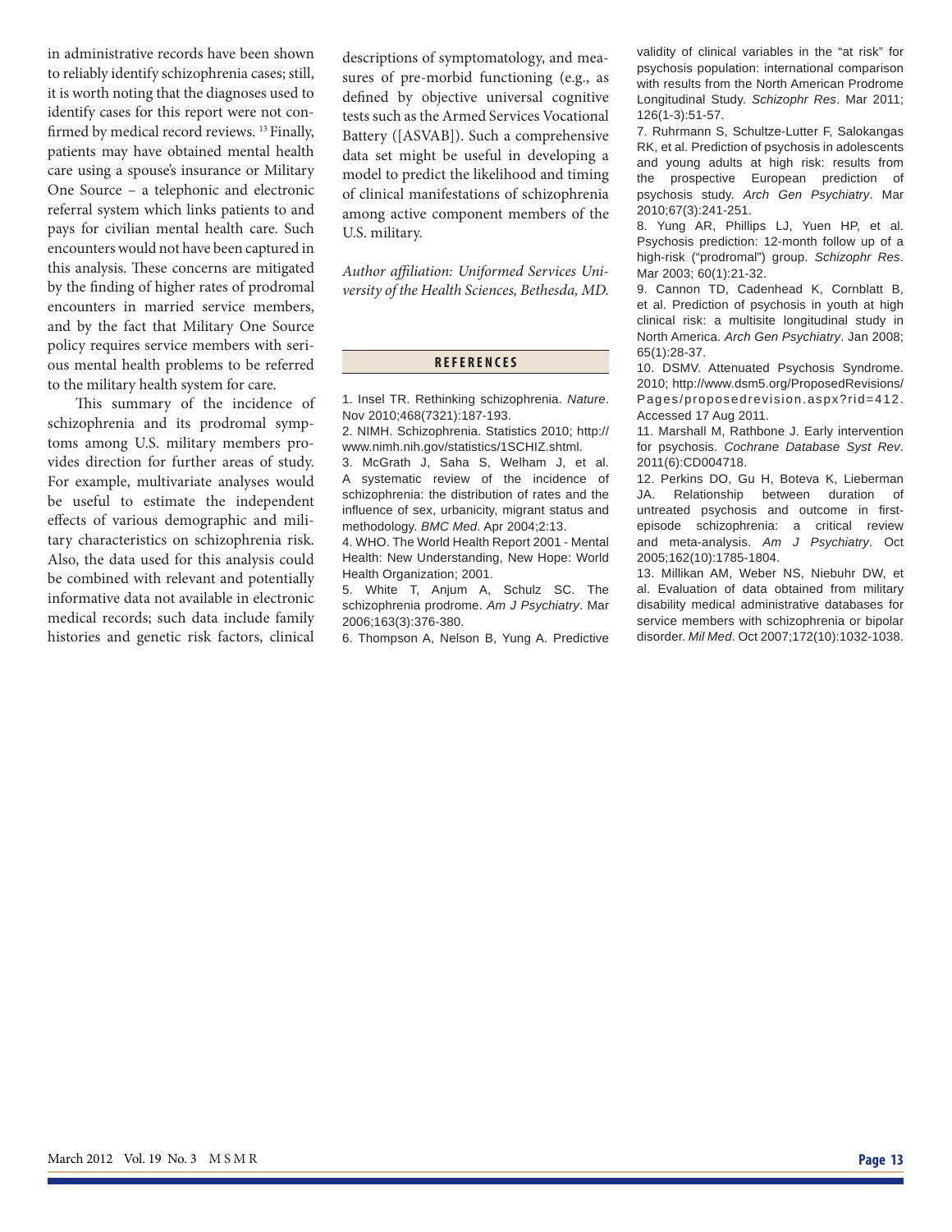in administrative records have been shown to reliably identify schizophrenia cases; still, it is worth noting that the diagnoses used to identify cases for this report were not confirmed by medical record reviews. [13] Finally, patients may have obtained mental health care using a spouse's insurance or Military One Source – a telephonic and electronic referral system which links patients to and pays for civilian mental health care. Such encounters would not have been captured in this analysis. These concerns are mitigated by the finding of higher rates of prodromal encounters in married service members, and by the fact that Military One Source policy requires service members with serious mental health problems to be referred to the military health system for care.

This summary of the incidence of schizophrenia and its prodromal symptoms among U.S. military members provides direction for further areas of study. For example, multivariate analyses would be useful to estimate the independent effects of various demographic and military characteristics on schizophrenia risk. Also, the data used for this analysis could be combined with relevant and potentially informative data not available in electronic medical records; such data include family histories and genetic risk factors, clinical descriptions of symptomatology, and measures of pre-morbid functioning (e.g., as defined by objective universal cognitive tests such as the Armed Services Vocational Battery ([ASVAB]). Such a comprehensive data set might be useful in developing a model to predict the likelihood and timing of clinical manifestations of schizophrenia among active component members of the U.S. military.

*Author affiliation: Uniformed Services University of the Health Sciences, Bethesda, MD.*

## REFERENCES

1. Insel TR. Rethinking schizophrenia. *Nature*. Nov 2010;468(7321):187-193.
2. NIMH. Schizophrenia. Statistics 2010; http://www.nimh.nih.gov/statistics/1SCHIZ.shtml.
3. McGrath J, Saha S, Welham J, et al. A systematic review of the incidence of schizophrenia: the distribution of rates and the influence of sex, urbanicity, migrant status and methodology. *BMC Med*. Apr 2004;2:13.
4. WHO. The World Health Report 2001 - Mental Health: New Understanding, New Hope: World Health Organization; 2001.
5. White T, Anjum A, Schulz SC. The schizophrenia prodrome. *Am J Psychiatry*. Mar 2006;163(3):376-380.
6. Thompson A, Nelson B, Yung A. Predictive validity of clinical variables in the "at risk" for psychosis population: international comparison with results from the North American Prodrome Longitudinal Study. *Schizophr Res*. Mar 2011; 126(1-3):51-57.
7. Ruhrmann S, Schultze-Lutter F, Salokangas RK, et al. Prediction of psychosis in adolescents and young adults at high risk: results from the prospective European prediction of psychosis study. *Arch Gen Psychiatry*. Mar 2010;67(3):241-251.
8. Yung AR, Phillips LJ, Yuen HP, et al. Psychosis prediction: 12-month follow up of a high-risk ("prodromal") group. *Schizophr Res*. Mar 2003; 60(1):21-32.
9. Cannon TD, Cadenhead K, Cornblatt B, et al. Prediction of psychosis in youth at high clinical risk: a multisite longitudinal study in North America. *Arch Gen Psychiatry*. Jan 2008; 65(1):28-37.
10. DSMV. Attenuated Psychosis Syndrome. 2010; http://www.dsm5.org/ProposedRevisions/Pages/proposedrevision.aspx?rid=412. Accessed 17 Aug 2011.
11. Marshall M, Rathbone J. Early intervention for psychosis. *Cochrane Database Syst Rev*. 2011(6):CD004718.
12. Perkins DO, Gu H, Boteva K, Lieberman JA. Relationship between duration of untreated psychosis and outcome in first-episode schizophrenia: a critical review and meta-analysis. *Am J Psychiatry*. Oct 2005;162(10):1785-1804.
13. Millikan AM, Weber NS, Niebuhr DW, et al. Evaluation of data obtained from military disability medical administrative databases for service members with schizophrenia or bipolar disorder. *Mil Med*. Oct 2007;172(10):1032-1038.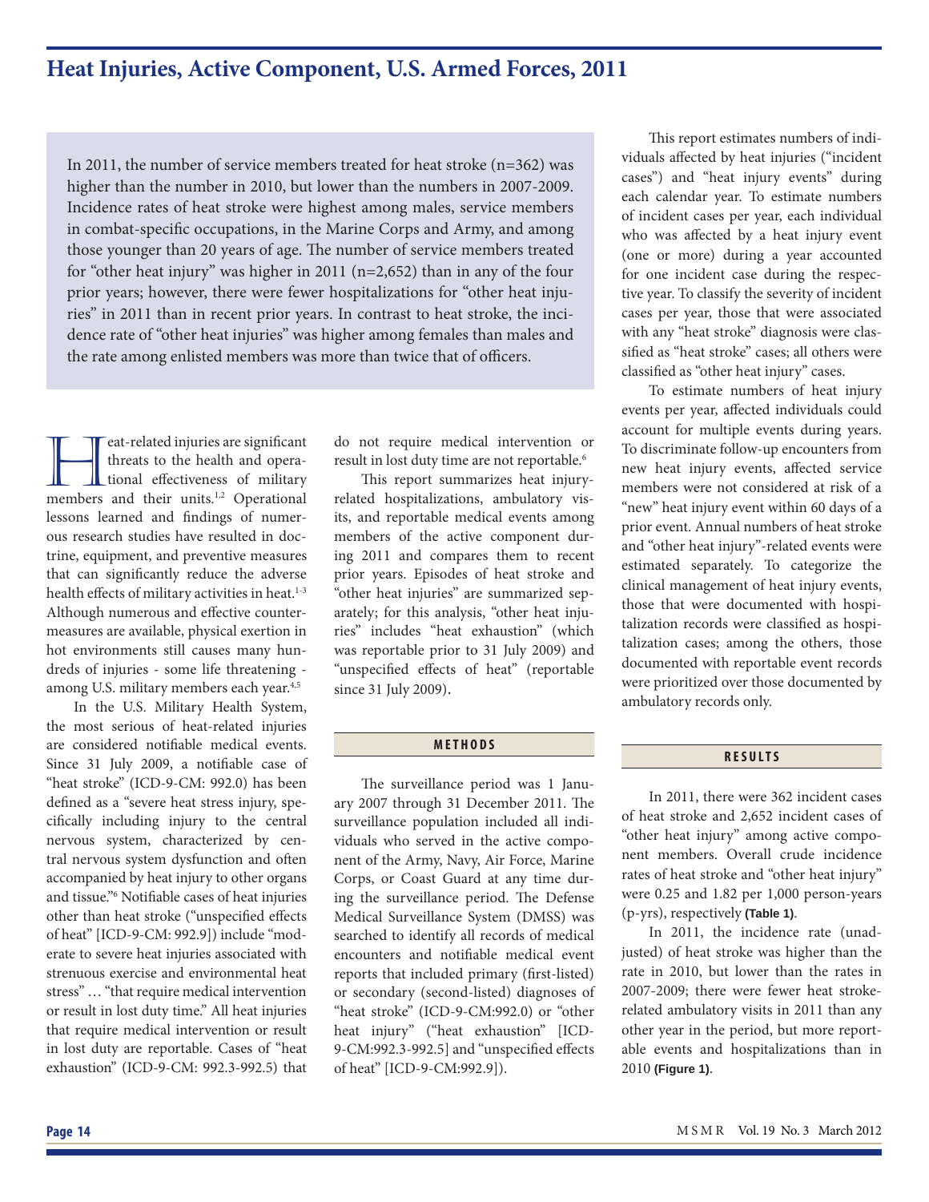# Heat Injuries, Active Component, U.S. Armed Forces, 2011

In 2011, the number of service members treated for heat stroke (n=362) was higher than the number in 2010, but lower than the numbers in 2007-2009. Incidence rates of heat stroke were highest among males, service members in combat-specific occupations, in the Marine Corps and Army, and among those younger than 20 years of age. The number of service members treated for "other heat injury" was higher in 2011 (n=2,652) than in any of the four prior years; however, there were fewer hospitalizations for "other heat injuries" in 2011 than in recent prior years. In contrast to heat stroke, the incidence rate of "other heat injuries" was higher among females than males and the rate among enlisted members was more than twice that of officers.

Heat-related injuries are significant threats to the health and operational effectiveness of military members and their units.[1,2] Operational lessons learned and findings of numerous research studies have resulted in doctrine, equipment, and preventive measures that can significantly reduce the adverse health effects of military activities in heat.[1-3] Although numerous and effective countermeasures are available, physical exertion in hot environments still causes many hundreds of injuries - some life threatening - among U.S. military members each year.[4,5]

In the U.S. Military Health System, the most serious of heat-related injuries are considered notifiable medical events. Since 31 July 2009, a notifiable case of "heat stroke" (ICD-9-CM: 992.0) has been defined as a "severe heat stress injury, specifically including injury to the central nervous system, characterized by central nervous system dysfunction and often accompanied by heat injury to other organs and tissue."[6] Notifiable cases of heat injuries other than heat stroke ("unspecified effects of heat" [ICD-9-CM: 992.9]) include "moderate to severe heat injuries associated with strenuous exercise and environmental heat stress" … "that require medical intervention or result in lost duty time." All heat injuries that require medical intervention or result in lost duty are reportable. Cases of "heat exhaustion" (ICD-9-CM: 992.3-992.5) that do not require medical intervention or result in lost duty time are not reportable.[6]

This report summarizes heat injury-related hospitalizations, ambulatory visits, and reportable medical events among members of the active component during 2011 and compares them to recent prior years. Episodes of heat stroke and "other heat injuries" are summarized separately; for this analysis, "other heat injuries" includes "heat exhaustion" (which was reportable prior to 31 July 2009) and "unspecified effects of heat" (reportable since 31 July 2009).

## METHODS

The surveillance period was 1 January 2007 through 31 December 2011. The surveillance population included all individuals who served in the active component of the Army, Navy, Air Force, Marine Corps, or Coast Guard at any time during the surveillance period. The Defense Medical Surveillance System (DMSS) was searched to identify all records of medical encounters and notifiable medical event reports that included primary (first-listed) or secondary (second-listed) diagnoses of "heat stroke" (ICD-9-CM:992.0) or "other heat injury" ("heat exhaustion" [ICD-9-CM:992.3-992.5] and "unspecified effects of heat" [ICD-9-CM:992.9]).

This report estimates numbers of individuals affected by heat injuries ("incident cases") and "heat injury events" during each calendar year. To estimate numbers of incident cases per year, each individual who was affected by a heat injury event (one or more) during a year accounted for one incident case during the respective year. To classify the severity of incident cases per year, those that were associated with any "heat stroke" diagnosis were classified as "heat stroke" cases; all others were classified as "other heat injury" cases.

To estimate numbers of heat injury events per year, affected individuals could account for multiple events during years. To discriminate follow-up encounters from new heat injury events, affected service members were not considered at risk of a "new" heat injury event within 60 days of a prior event. Annual numbers of heat stroke and "other heat injury"-related events were estimated separately. To categorize the clinical management of heat injury events, those that were documented with hospitalization records were classified as hospitalization cases; among the others, those documented with reportable event records were prioritized over those documented by ambulatory records only.

## RESULTS

In 2011, there were 362 incident cases of heat stroke and 2,652 incident cases of "other heat injury" among active component members. Overall crude incidence rates of heat stroke and "other heat injury" were 0.25 and 1.82 per 1,000 person-years (p-yrs), respectively **(Table 1)**.

In 2011, the incidence rate (unadjusted) of heat stroke was higher than the rate in 2010, but lower than the rates in 2007-2009; there were fewer heat stroke-related ambulatory visits in 2011 than any other year in the period, but more reportable events and hospitalizations than in 2010 **(Figure 1)**.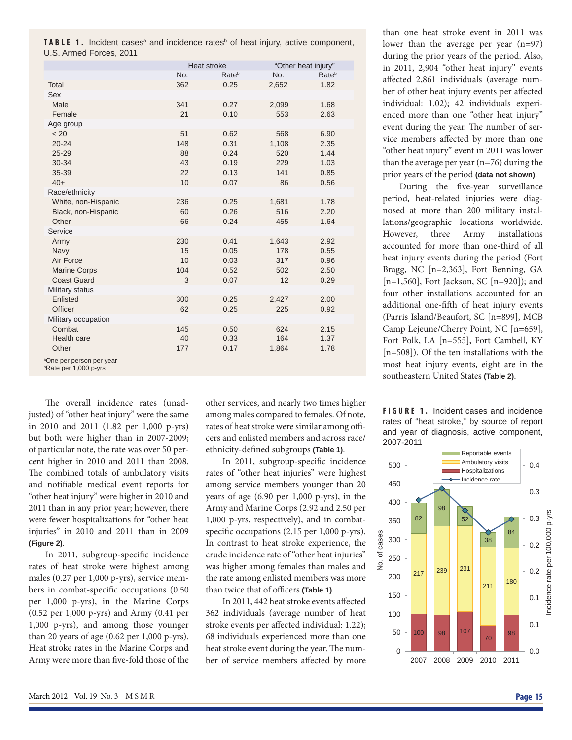**TABLE 1.** Incident cases[a] and incidence rates[b] of heat injury, active component, U.S. Armed Forces, 2011

| | Heat stroke | | "Other heat injury" | |
|---|---|---|---|---|
| | No. | Rate[b] | No. | Rate[b] |
| Total | 362 | 0.25 | 2,652 | 1.82 |
| Sex | | | | |
| Male | 341 | 0.27 | 2,099 | 1.68 |
| Female | 21 | 0.10 | 553 | 2.63 |
| Age group | | | | |
| < 20 | 51 | 0.62 | 568 | 6.90 |
| 20-24 | 148 | 0.31 | 1,108 | 2.35 |
| 25-29 | 88 | 0.24 | 520 | 1.44 |
| 30-34 | 43 | 0.19 | 229 | 1.03 |
| 35-39 | 22 | 0.13 | 141 | 0.85 |
| 40+ | 10 | 0.07 | 86 | 0.56 |
| Race/ethnicity | | | | |
| White, non-Hispanic | 236 | 0.25 | 1,681 | 1.78 |
| Black, non-Hispanic | 60 | 0.26 | 516 | 2.20 |
| Other | 66 | 0.24 | 455 | 1.64 |
| Service | | | | |
| Army | 230 | 0.41 | 1,643 | 2.92 |
| Navy | 15 | 0.05 | 178 | 0.55 |
| Air Force | 10 | 0.03 | 317 | 0.96 |
| Marine Corps | 104 | 0.52 | 502 | 2.50 |
| Coast Guard | 3 | 0.07 | 12 | 0.29 |
| Military status | | | | |
| Enlisted | 300 | 0.25 | 2,427 | 2.00 |
| Officer | 62 | 0.25 | 225 | 0.92 |
| Military occupation | | | | |
| Combat | 145 | 0.50 | 624 | 2.15 |
| Health care | 40 | 0.33 | 164 | 1.37 |
| Other | 177 | 0.17 | 1,864 | 1.78 |

[a]One per person per year
[b]Rate per 1,000 p-yrs

The overall incidence rates (unadjusted) of "other heat injury" were the same in 2010 and 2011 (1.82 per 1,000 p-yrs) but both were higher than in 2007-2009; of particular note, the rate was over 50 percent higher in 2010 and 2011 than 2008. The combined totals of ambulatory visits and notifiable medical event reports for "other heat injury" were higher in 2010 and 2011 than in any prior year; however, there were fewer hospitalizations for "other heat injuries" in 2010 and 2011 than in 2009 **(Figure 2)**.

In 2011, subgroup-specific incidence rates of heat stroke were highest among males (0.27 per 1,000 p-yrs), service members in combat-specific occupations (0.50 per 1,000 p-yrs), in the Marine Corps (0.52 per 1,000 p-yrs) and Army (0.41 per 1,000 p-yrs), and among those younger than 20 years of age (0.62 per 1,000 p-yrs). Heat stroke rates in the Marine Corps and Army were more than five-fold those of the other services, and nearly two times higher among males compared to females. Of note, rates of heat stroke were similar among officers and enlisted members and across race/ethnicity-defined subgroups **(Table 1)**.

In 2011, subgroup-specific incidence rates of "other heat injuries" were highest among service members younger than 20 years of age (6.90 per 1,000 p-yrs), in the Army and Marine Corps (2.92 and 2.50 per 1,000 p-yrs, respectively), and in combat-specific occupations (2.15 per 1,000 p-yrs). In contrast to heat stroke experience, the crude incidence rate of "other heat injuries" was higher among females than males and the rate among enlisted members was more than twice that of officers **(Table 1)**.

In 2011, 442 heat stroke events affected 362 individuals (average number of heat stroke events per affected individual: 1.22); 68 individuals experienced more than one heat stroke event during the year. The number of service members affected by more than one heat stroke event in 2011 was lower than the average per year (n=97) during the prior years of the period. Also, in 2011, 2,904 "other heat injury" events affected 2,861 individuals (average number of other heat injury events per affected individual: 1.02); 42 individuals experienced more than one "other heat injury" event during the year. The number of service members affected by more than one "other heat injury" event in 2011 was lower than the average per year (n=76) during the prior years of the period **(data not shown)**.

During the five-year surveillance period, heat-related injuries were diagnosed at more than 200 military installations/geographic locations worldwide. However, three Army installations accounted for more than one-third of all heat injury events during the period (Fort Bragg, NC [n=2,363], Fort Benning, GA [n=1,560], Fort Jackson, SC [n=920]); and four other installations accounted for an additional one-fifth of heat injury events (Parris Island/Beaufort, SC [n=899], MCB Camp Lejeune/Cherry Point, NC [n=659], Fort Polk, LA [n=555], Fort Cambell, KY [n=508]). Of the ten installations with the most heat injury events, eight are in the southeastern United States **(Table 2)**.

**FIGURE 1.** Incident cases and incidence rates of "heat stroke," by source of report and year of diagnosis, active component, 2007-2011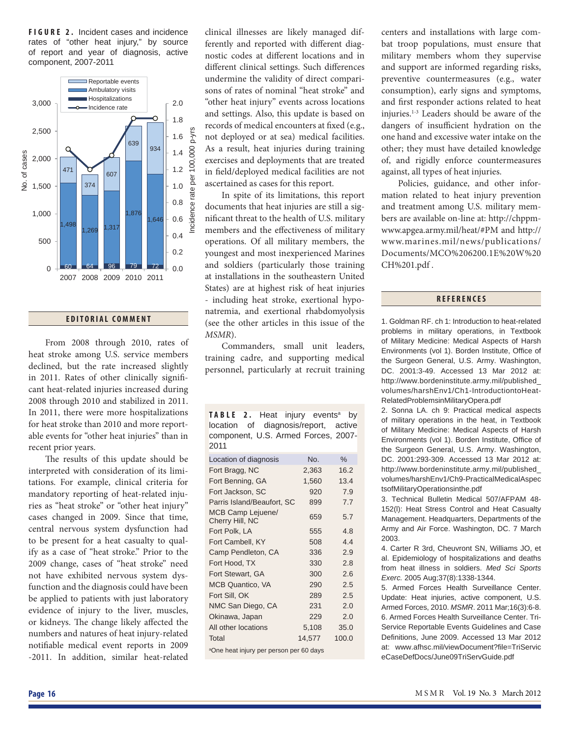**FIGURE 2.** Incident cases and incidence rates of "other heat injury," by source of report and year of diagnosis, active component, 2007-2011

| Year | Reportable events | Ambulatory visits | Hospitalizations |
|---|---|---|---|
| 2007 | 471 | 1,498 | 60 |
| 2008 | 374 | 1,269 | 64 |
| 2009 | 607 | 1,317 | 96 |
| 2010 | 639 | 1,876 | 79 |
| 2011 | 934 | 1,646 | 72 |

## EDITORIAL COMMENT

From 2008 through 2010, rates of heat stroke among U.S. service members declined, but the rate increased slightly in 2011. Rates of other clinically significant heat-related injuries increased during 2008 through 2010 and stabilized in 2011. In 2011, there were more hospitalizations for heat stroke than 2010 and more reportable events for "other heat injuries" than in recent prior years.

The results of this update should be interpreted with consideration of its limitations. For example, clinical criteria for mandatory reporting of heat-related injuries as "heat stroke" or "other heat injury" cases changed in 2009. Since that time, central nervous system dysfunction had to be present for a heat casualty to qualify as a case of "heat stroke." Prior to the 2009 change, cases of "heat stroke" need not have exhibited nervous system dysfunction and the diagnosis could have been be applied to patients with just laboratory evidence of injury to the liver, muscles, or kidneys. The change likely affected the numbers and natures of heat injury-related notifiable medical event reports in 2009 -2011. In addition, similar heat-related clinical illnesses are likely managed differently and reported with different diagnostic codes at different locations and in different clinical settings. Such differences undermine the validity of direct comparisons of rates of nominal "heat stroke" and "other heat injury" events across locations and settings. Also, this update is based on records of medical encounters at fixed (e.g., not deployed or at sea) medical facilities. As a result, heat injuries during training exercises and deployments that are treated in field/deployed medical facilities are not ascertained as cases for this report.

In spite of its limitations, this report documents that heat injuries are still a significant threat to the health of U.S. military members and the effectiveness of military operations. Of all military members, the youngest and most inexperienced Marines and soldiers (particularly those training at installations in the southeastern United States) are at highest risk of heat injuries - including heat stroke, exertional hyponatremia, and exertional rhabdomyolysis (see the other articles in this issue of the *MSMR*).

Commanders, small unit leaders, training cadre, and supporting medical personnel, particularly at recruit training centers and installations with large combat troop populations, must ensure that military members whom they supervise and support are informed regarding risks, preventive countermeasures (e.g., water consumption), early signs and symptoms, and first responder actions related to heat injuries.[1-3] Leaders should be aware of the dangers of insufficient hydration on the one hand and excessive water intake on the other; they must have detailed knowledge of, and rigidly enforce countermeasures against, all types of heat injuries.

Policies, guidance, and other information related to heat injury prevention and treatment among U.S. military members are available on-line at: http://chppm-www.apgea.army.mil/heat/#PM and http://www.marines.mil/news/publications/Documents/MCO%206200.1E%20W%20CH%201.pdf .

**TABLE 2.** Heat injury events[a] by location of diagnosis/report, active component, U.S. Armed Forces, 2007-2011

| Location of diagnosis | No. | % |
|---|---|---|
| Fort Bragg, NC | 2,363 | 16.2 |
| Fort Benning, GA | 1,560 | 13.4 |
| Fort Jackson, SC | 920 | 7.9 |
| Parris Island/Beaufort, SC | 899 | 7.7 |
| MCB Camp Lejeune/ Cherry Hill, NC | 659 | 5.7 |
| Fort Polk, LA | 555 | 4.8 |
| Fort Cambell, KY | 508 | 4.4 |
| Camp Pendleton, CA | 336 | 2.9 |
| Fort Hood, TX | 330 | 2.8 |
| Fort Stewart, GA | 300 | 2.6 |
| MCB Quantico, VA | 290 | 2.5 |
| Fort Sill, OK | 289 | 2.5 |
| NMC San Diego, CA | 231 | 2.0 |
| Okinawa, Japan | 229 | 2.0 |
| All other locations | 5,108 | 35.0 |
| Total | 14,577 | 100.0 |

[a]One heat injury per person per 60 days

## REFERENCES

1. Goldman RF. ch 1: Introduction to heat-related problems in military operations, in Textbook of Military Medicine: Medical Aspects of Harsh Environments (vol 1). Borden Institute, Office of the Surgeon General, U.S. Army. Washington, DC. 2001:3-49. Accessed 13 Mar 2012 at: http://www.bordeninstitute.army.mil/published_volumes/harshEnv1/Ch1-IntroductiontoHeat-RelatedProblemsinMilitaryOpera.pdf

2. Sonna LA. ch 9: Practical medical aspects of military operations in the heat, in Textbook of Military Medicine: Medical Aspects of Harsh Environments (vol 1). Borden Institute, Office of the Surgeon General, U.S. Army. Washington, DC. 2001:293-309. Accessed 13 Mar 2012 at: http://www.bordeninstitute.army.mil/published_volumes/harshEnv1/Ch9-PracticalMedicalAspectsofMilitaryOperationsinthe.pdf

3. Technical Bulletin Medical 507/AFPAM 48-152(l): Heat Stress Control and Heat Casualty Management. Headquarters, Departments of the Army and Air Force. Washington, DC. 7 March 2003.

4. Carter R 3rd, Cheuvront SN, Williams JO, et al. Epidemiology of hospitalizations and deaths from heat illness in soldiers. *Med Sci Sports Exerc.* 2005 Aug;37(8):1338-1344.

5. Armed Forces Health Surveillance Center. Update: Heat injuries, active component, U.S. Armed Forces, 2010. *MSMR*. 2011 Mar;16(3):6-8.

6. Armed Forces Health Surveillance Center. Tri-Service Reportable Events Guidelines and Case Definitions, June 2009. Accessed 13 Mar 2012 at: www.afhsc.mil/viewDocument?file=TriServiceCaseDefDocs/June09TriServGuide.pdf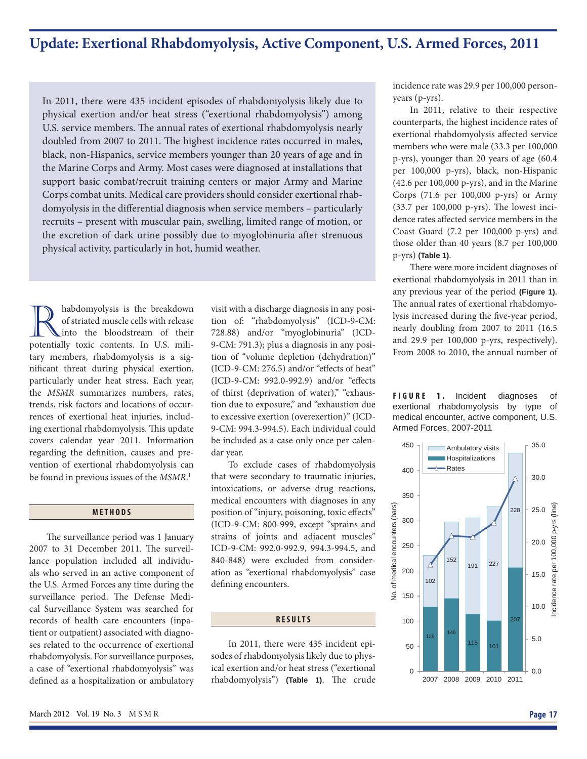# Update: Exertional Rhabdomyolysis, Active Component, U.S. Armed Forces, 2011

In 2011, there were 435 incident episodes of rhabdomyolysis likely due to physical exertion and/or heat stress ("exertional rhabdomyolysis") among U.S. service members. The annual rates of exertional rhabdomyolysis nearly doubled from 2007 to 2011. The highest incidence rates occurred in males, black, non-Hispanics, service members younger than 20 years of age and in the Marine Corps and Army. Most cases were diagnosed at installations that support basic combat/recruit training centers or major Army and Marine Corps combat units. Medical care providers should consider exertional rhabdomyolysis in the differential diagnosis when service members – particularly recruits – present with muscular pain, swelling, limited range of motion, or the excretion of dark urine possibly due to myoglobinuria after strenuous physical activity, particularly in hot, humid weather.

Rhabdomyolysis is the breakdown of striated muscle cells with release into the bloodstream of their potentially toxic contents. In U.S. military members, rhabdomyolysis is a significant threat during physical exertion, particularly under heat stress. Each year, the *MSMR* summarizes numbers, rates, trends, risk factors and locations of occurrences of exertional heat injuries, including exertional rhabdomyolysis. This update covers calendar year 2011. Information regarding the definition, causes and prevention of exertional rhabdomyolysis can be found in previous issues of the *MSMR*.[1]

## METHODS

The surveillance period was 1 January 2007 to 31 December 2011. The surveillance population included all individuals who served in an active component of the U.S. Armed Forces any time during the surveillance period. The Defense Medical Surveillance System was searched for records of health care encounters (inpatient or outpatient) associated with diagnoses related to the occurrence of exertional rhabdomyolysis. For surveillance purposes, a case of "exertional rhabdomyolysis" was defined as a hospitalization or ambulatory visit with a discharge diagnosis in any position of: "rhabdomyolysis" (ICD-9-CM: 728.88) and/or "myoglobinuria" (ICD-9-CM: 791.3); plus a diagnosis in any position of "volume depletion (dehydration)" (ICD-9-CM: 276.5) and/or "effects of heat" (ICD-9-CM: 992.0-992.9) and/or "effects of thirst (deprivation of water)," "exhaustion due to exposure," and "exhaustion due to excessive exertion (overexertion)" (ICD-9-CM: 994.3-994.5). Each individual could be included as a case only once per calendar year.

To exclude cases of rhabdomyolysis that were secondary to traumatic injuries, intoxications, or adverse drug reactions, medical encounters with diagnoses in any position of "injury, poisoning, toxic effects" (ICD-9-CM: 800-999, except "sprains and strains of joints and adjacent muscles" ICD-9-CM: 992.0-992.9, 994.3-994.5, and 840-848) were excluded from consideration as "exertional rhabdomyolysis" case defining encounters.

## RESULTS

In 2011, there were 435 incident episodes of rhabdomyolysis likely due to physical exertion and/or heat stress ("exertional rhabdomyolysis") **(Table 1)**. The crude incidence rate was 29.9 per 100,000 person-years (p-yrs).

In 2011, relative to their respective counterparts, the highest incidence rates of exertional rhabdomyolysis affected service members who were male (33.3 per 100,000 p-yrs), younger than 20 years of age (60.4 per 100,000 p-yrs), black, non-Hispanic (42.6 per 100,000 p-yrs), and in the Marine Corps (71.6 per 100,000 p-yrs) or Army (33.7 per 100,000 p-yrs). The lowest incidence rates affected service members in the Coast Guard (7.2 per 100,000 p-yrs) and those older than 40 years (8.7 per 100,000 p-yrs) **(Table 1)**.

There were more incident diagnoses of exertional rhabdomyolysis in 2011 than in any previous year of the period **(Figure 1)**. The annual rates of exertional rhabdomyolysis increased during the five-year period, nearly doubling from 2007 to 2011 (16.5 and 29.9 per 100,000 p-yrs, respectively). From 2008 to 2010, the annual number of

**FIGURE 1.** Incident diagnoses of exertional rhabdomyolysis by type of medical encounter, active component, U.S. Armed Forces, 2007-2011

| Year | Hospitalizations | Ambulatory visits |
|---|---|---|
| 2007 | 129 | 102 |
| 2008 | 146 | 152 |
| 2009 | 115 | 191 |
| 2010 | 101 | 227 |
| 2011 | 207 | 228 |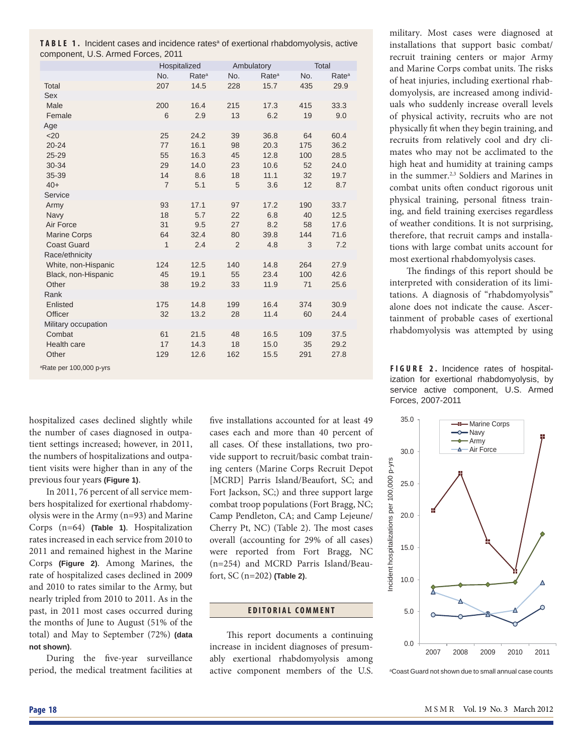**TABLE 1.** Incident cases and incidence rates[a] of exertional rhabdomyolysis, active component, U.S. Armed Forces, 2011

| | Hospitalized | | Ambulatory | | Total | |
|---|---|---|---|---|---|---|
| | No. | Rate[a] | No. | Rate[a] | No. | Rate[a] |
| Total | 207 | 14.5 | 228 | 15.7 | 435 | 29.9 |
| Sex | | | | | | |
| Male | 200 | 16.4 | 215 | 17.3 | 415 | 33.3 |
| Female | 6 | 2.9 | 13 | 6.2 | 19 | 9.0 |
| Age | | | | | | |
| <20 | 25 | 24.2 | 39 | 36.8 | 64 | 60.4 |
| 20-24 | 77 | 16.1 | 98 | 20.3 | 175 | 36.2 |
| 25-29 | 55 | 16.3 | 45 | 12.8 | 100 | 28.5 |
| 30-34 | 29 | 14.0 | 23 | 10.6 | 52 | 24.0 |
| 35-39 | 14 | 8.6 | 18 | 11.1 | 32 | 19.7 |
| 40+ | 7 | 5.1 | 5 | 3.6 | 12 | 8.7 |
| Service | | | | | | |
| Army | 93 | 17.1 | 97 | 17.2 | 190 | 33.7 |
| Navy | 18 | 5.7 | 22 | 6.8 | 40 | 12.5 |
| Air Force | 31 | 9.5 | 27 | 8.2 | 58 | 17.6 |
| Marine Corps | 64 | 32.4 | 80 | 39.8 | 144 | 71.6 |
| Coast Guard | 1 | 2.4 | 2 | 4.8 | 3 | 7.2 |
| Race/ethnicity | | | | | | |
| White, non-Hispanic | 124 | 12.5 | 140 | 14.8 | 264 | 27.9 |
| Black, non-Hispanic | 45 | 19.1 | 55 | 23.4 | 100 | 42.6 |
| Other | 38 | 19.2 | 33 | 11.9 | 71 | 25.6 |
| Rank | | | | | | |
| Enlisted | 175 | 14.8 | 199 | 16.4 | 374 | 30.9 |
| Officer | 32 | 13.2 | 28 | 11.4 | 60 | 24.4 |
| Military occupation | | | | | | |
| Combat | 61 | 21.5 | 48 | 16.5 | 109 | 37.5 |
| Health care | 17 | 14.3 | 18 | 15.0 | 35 | 29.2 |
| Other | 129 | 12.6 | 162 | 15.5 | 291 | 27.8 |

[a]Rate per 100,000 p-yrs

hospitalized cases declined slightly while the number of cases diagnosed in outpatient settings increased; however, in 2011, the numbers of hospitalizations and outpatient visits were higher than in any of the previous four years **(Figure 1)**.

In 2011, 76 percent of all service members hospitalized for exertional rhabdomyolysis were in the Army (n=93) and Marine Corps (n=64) **(Table 1)**. Hospitalization rates increased in each service from 2010 to 2011 and remained highest in the Marine Corps **(Figure 2)**. Among Marines, the rate of hospitalized cases declined in 2009 and 2010 to rates similar to the Army, but nearly tripled from 2010 to 2011. As in the past, in 2011 most cases occurred during the months of June to August (51% of the total) and May to September (72%) **(data not shown)**.

During the five-year surveillance period, the medical treatment facilities at five installations accounted for at least 49 cases each and more than 40 percent of all cases. Of these installations, two provide support to recruit/basic combat training centers (Marine Corps Recruit Depot [MCRD] Parris Island/Beaufort, SC; and Fort Jackson, SC;) and three support large combat troop populations (Fort Bragg, NC; Camp Pendleton, CA; and Camp Lejeune/Cherry Pt, NC) (Table 2). The most cases overall (accounting for 29% of all cases) were reported from Fort Bragg, NC (n=254) and MCRD Parris Island/Beaufort, SC (n=202) **(Table 2)**.

## EDITORIAL COMMENT

This report documents a continuing increase in incident diagnoses of presumably exertional rhabdomyolysis among active component members of the U.S. military. Most cases were diagnosed at installations that support basic combat/recruit training centers or major Army and Marine Corps combat units. The risks of heat injuries, including exertional rhabdomyolysis, are increased among individuals who suddenly increase overall levels of physical activity, recruits who are not physically fit when they begin training, and recruits from relatively cool and dry climates who may not be acclimated to the high heat and humidity at training camps in the summer.[2,3] Soldiers and Marines in combat units often conduct rigorous unit physical training, personal fitness training, and field training exercises regardless of weather conditions. It is not surprising, therefore, that recruit camps and installations with large combat units account for most exertional rhabdomyolysis cases.

The findings of this report should be interpreted with consideration of its limitations. A diagnosis of "rhabdomyolysis" alone does not indicate the cause. Ascertainment of probable cases of exertional rhabdomyolysis was attempted by using

**FIGURE 2.** Incidence rates of hospitalization for exertional rhabdomyolysis, by service active component, U.S. Armed Forces, 2007-2011

[a]Coast Guard not shown due to small annual case counts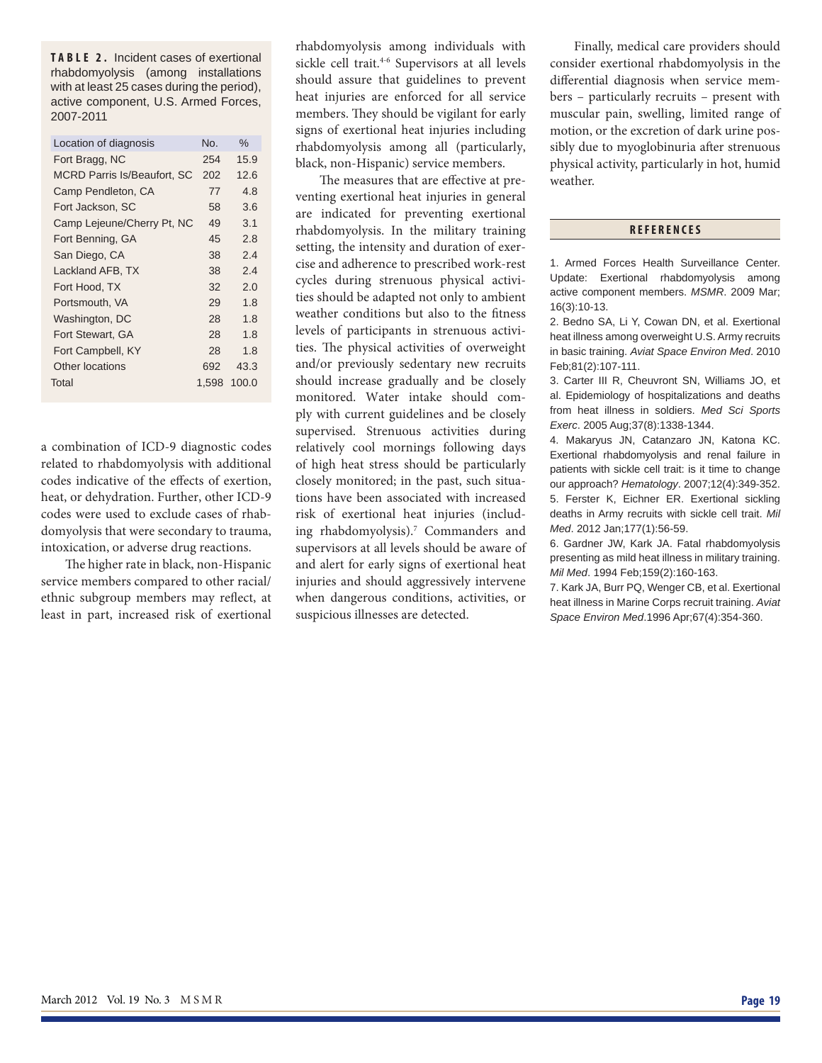**TABLE 2.** Incident cases of exertional rhabdomyolysis (among installations with at least 25 cases during the period), active component, U.S. Armed Forces, 2007-2011

| Location of diagnosis | No. | % |
|---|---|---|
| Fort Bragg, NC | 254 | 15.9 |
| MCRD Parris Is/Beaufort, SC | 202 | 12.6 |
| Camp Pendleton, CA | 77 | 4.8 |
| Fort Jackson, SC | 58 | 3.6 |
| Camp Lejeune/Cherry Pt, NC | 49 | 3.1 |
| Fort Benning, GA | 45 | 2.8 |
| San Diego, CA | 38 | 2.4 |
| Lackland AFB, TX | 38 | 2.4 |
| Fort Hood, TX | 32 | 2.0 |
| Portsmouth, VA | 29 | 1.8 |
| Washington, DC | 28 | 1.8 |
| Fort Stewart, GA | 28 | 1.8 |
| Fort Campbell, KY | 28 | 1.8 |
| Other locations | 692 | 43.3 |
| Total | 1,598 | 100.0 |

a combination of ICD-9 diagnostic codes related to rhabdomyolysis with additional codes indicative of the effects of exertion, heat, or dehydration. Further, other ICD-9 codes were used to exclude cases of rhabdomyolysis that were secondary to trauma, intoxication, or adverse drug reactions.

The higher rate in black, non-Hispanic service members compared to other racial/ethnic subgroup members may reflect, at least in part, increased risk of exertional rhabdomyolysis among individuals with sickle cell trait.[4-6] Supervisors at all levels should assure that guidelines to prevent heat injuries are enforced for all service members. They should be vigilant for early signs of exertional heat injuries including rhabdomyolysis among all (particularly, black, non-Hispanic) service members.

The measures that are effective at preventing exertional heat injuries in general are indicated for preventing exertional rhabdomyolysis. In the military training setting, the intensity and duration of exercise and adherence to prescribed work-rest cycles during strenuous physical activities should be adapted not only to ambient weather conditions but also to the fitness levels of participants in strenuous activities. The physical activities of overweight and/or previously sedentary new recruits should increase gradually and be closely monitored. Water intake should comply with current guidelines and be closely supervised. Strenuous activities during relatively cool mornings following days of high heat stress should be particularly closely monitored; in the past, such situations have been associated with increased risk of exertional heat injuries (including rhabdomyolysis).[7] Commanders and supervisors at all levels should be aware of and alert for early signs of exertional heat injuries and should aggressively intervene when dangerous conditions, activities, or suspicious illnesses are detected.

Finally, medical care providers should consider exertional rhabdomyolysis in the differential diagnosis when service members – particularly recruits – present with muscular pain, swelling, limited range of motion, or the excretion of dark urine possibly due to myoglobinuria after strenuous physical activity, particularly in hot, humid weather.

## REFERENCES

1. Armed Forces Health Surveillance Center. Update: Exertional rhabdomyolysis among active component members. *MSMR*. 2009 Mar;16(3):10-13.
2. Bedno SA, Li Y, Cowan DN, et al. Exertional heat illness among overweight U.S. Army recruits in basic training. *Aviat Space Environ Med*. 2010 Feb;81(2):107-111.
3. Carter III R, Cheuvront SN, Williams JO, et al. Epidemiology of hospitalizations and deaths from heat illness in soldiers. *Med Sci Sports Exerc*. 2005 Aug;37(8):1338-1344.
4. Makaryus JN, Catanzaro JN, Katona KC. Exertional rhabdomyolysis and renal failure in patients with sickle cell trait: is it time to change our approach? *Hematology*. 2007;12(4):349-352.
5. Ferster K, Eichner ER. Exertional sickling deaths in Army recruits with sickle cell trait. *Mil Med*. 2012 Jan;177(1):56-59.
6. Gardner JW, Kark JA. Fatal rhabdomyolysis presenting as mild heat illness in military training. *Mil Med*. 1994 Feb;159(2):160-163.
7. Kark JA, Burr PQ, Wenger CB, et al. Exertional heat illness in Marine Corps recruit training. *Aviat Space Environ Med*.1996 Apr;67(4):354-360.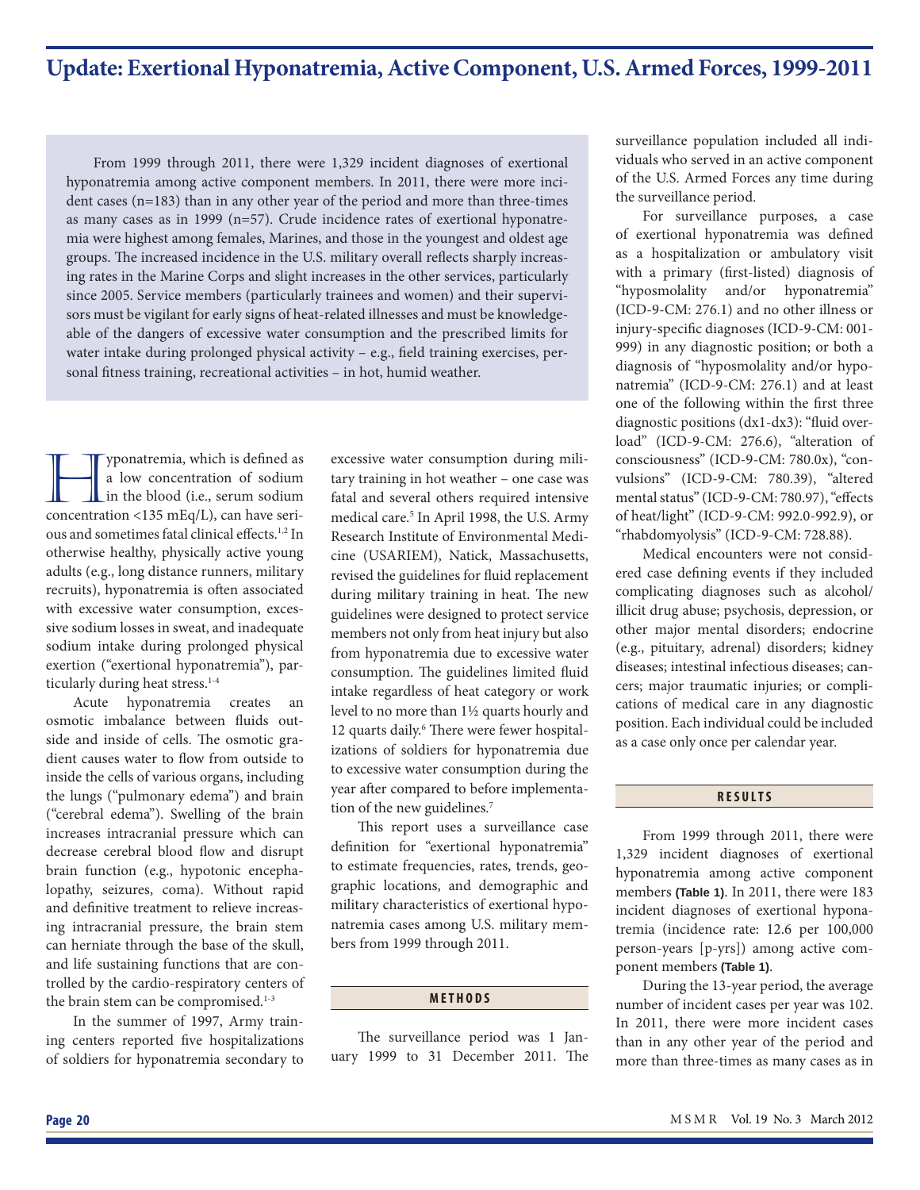# Update: Exertional Hyponatremia, Active Component, U.S. Armed Forces, 1999-2011

From 1999 through 2011, there were 1,329 incident diagnoses of exertional hyponatremia among active component members. In 2011, there were more incident cases (n=183) than in any other year of the period and more than three-times as many cases as in 1999 (n=57). Crude incidence rates of exertional hyponatremia were highest among females, Marines, and those in the youngest and oldest age groups. The increased incidence in the U.S. military overall reflects sharply increasing rates in the Marine Corps and slight increases in the other services, particularly since 2005. Service members (particularly trainees and women) and their supervisors must be vigilant for early signs of heat-related illnesses and must be knowledgeable of the dangers of excessive water consumption and the prescribed limits for water intake during prolonged physical activity – e.g., field training exercises, personal fitness training, recreational activities – in hot, humid weather.

Hyponatremia, which is defined as a low concentration of sodium in the blood (i.e., serum sodium concentration <135 mEq/L), can have serious and sometimes fatal clinical effects.[1,2] In otherwise healthy, physically active young adults (e.g., long distance runners, military recruits), hyponatremia is often associated with excessive water consumption, excessive sodium losses in sweat, and inadequate sodium intake during prolonged physical exertion ("exertional hyponatremia"), particularly during heat stress.[1-4]

Acute hyponatremia creates an osmotic imbalance between fluids outside and inside of cells. The osmotic gradient causes water to flow from outside to inside the cells of various organs, including the lungs ("pulmonary edema") and brain ("cerebral edema"). Swelling of the brain increases intracranial pressure which can decrease cerebral blood flow and disrupt brain function (e.g., hypotonic encephalopathy, seizures, coma). Without rapid and definitive treatment to relieve increasing intracranial pressure, the brain stem can herniate through the base of the skull, and life sustaining functions that are controlled by the cardio-respiratory centers of the brain stem can be compromised.[1-3]

In the summer of 1997, Army training centers reported five hospitalizations of soldiers for hyponatremia secondary to excessive water consumption during military training in hot weather – one case was fatal and several others required intensive medical care.[5] In April 1998, the U.S. Army Research Institute of Environmental Medicine (USARIEM), Natick, Massachusetts, revised the guidelines for fluid replacement during military training in heat. The new guidelines were designed to protect service members not only from heat injury but also from hyponatremia due to excessive water consumption. The guidelines limited fluid intake regardless of heat category or work level to no more than 1½ quarts hourly and 12 quarts daily.[6] There were fewer hospitalizations of soldiers for hyponatremia due to excessive water consumption during the year after compared to before implementation of the new guidelines.[7]

This report uses a surveillance case definition for "exertional hyponatremia" to estimate frequencies, rates, trends, geographic locations, and demographic and military characteristics of exertional hyponatremia cases among U.S. military members from 1999 through 2011.

## METHODS

The surveillance period was 1 January 1999 to 31 December 2011. The surveillance population included all individuals who served in an active component of the U.S. Armed Forces any time during the surveillance period.

For surveillance purposes, a case of exertional hyponatremia was defined as a hospitalization or ambulatory visit with a primary (first-listed) diagnosis of "hyposmolality and/or hyponatremia" (ICD-9-CM: 276.1) and no other illness or injury-specific diagnoses (ICD-9-CM: 001-999) in any diagnostic position; or both a diagnosis of "hyposmolality and/or hyponatremia" (ICD-9-CM: 276.1) and at least one of the following within the first three diagnostic positions (dx1-dx3): "fluid overload" (ICD-9-CM: 276.6), "alteration of consciousness" (ICD-9-CM: 780.0x), "convulsions" (ICD-9-CM: 780.39), "altered mental status" (ICD-9-CM: 780.97), "effects of heat/light" (ICD-9-CM: 992.0-992.9), or "rhabdomyolysis" (ICD-9-CM: 728.88).

Medical encounters were not considered case defining events if they included complicating diagnoses such as alcohol/illicit drug abuse; psychosis, depression, or other major mental disorders; endocrine (e.g., pituitary, adrenal) disorders; kidney diseases; intestinal infectious diseases; cancers; major traumatic injuries; or complications of medical care in any diagnostic position. Each individual could be included as a case only once per calendar year.

## RESULTS

From 1999 through 2011, there were 1,329 incident diagnoses of exertional hyponatremia among active component members **(Table 1)**. In 2011, there were 183 incident diagnoses of exertional hyponatremia (incidence rate: 12.6 per 100,000 person-years [p-yrs]) among active component members **(Table 1)**.

During the 13-year period, the average number of incident cases per year was 102. In 2011, there were more incident cases than in any other year of the period and more than three-times as many cases as in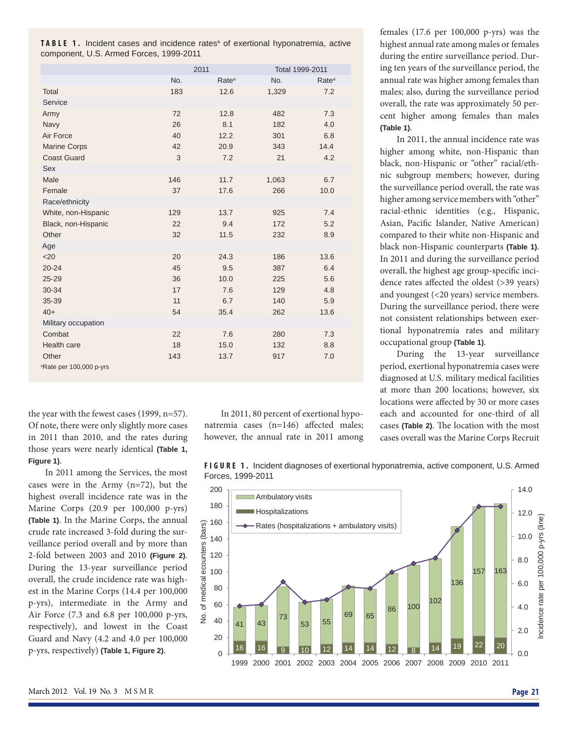**TABLE 1.** Incident cases and incidence rates[a] of exertional hyponatremia, active component, U.S. Armed Forces, 1999-2011

| | 2011 | | Total 1999-2011 | |
|---|---|---|---|---|
| | No. | Rate[a] | No. | Rate[a] |
| Total | 183 | 12.6 | 1,329 | 7.2 |
| Service | | | | |
| Army | 72 | 12.8 | 482 | 7.3 |
| Navy | 26 | 8.1 | 182 | 4.0 |
| Air Force | 40 | 12.2 | 301 | 6.8 |
| Marine Corps | 42 | 20.9 | 343 | 14.4 |
| Coast Guard | 3 | 7.2 | 21 | 4.2 |
| Sex | | | | |
| Male | 146 | 11.7 | 1,063 | 6.7 |
| Female | 37 | 17.6 | 266 | 10.0 |
| Race/ethnicity | | | | |
| White, non-Hispanic | 129 | 13.7 | 925 | 7.4 |
| Black, non-Hispanic | 22 | 9.4 | 172 | 5.2 |
| Other | 32 | 11.5 | 232 | 8.9 |
| Age | | | | |
| <20 | 20 | 24.3 | 186 | 13.6 |
| 20-24 | 45 | 9.5 | 387 | 6.4 |
| 25-29 | 36 | 10.0 | 225 | 5.6 |
| 30-34 | 17 | 7.6 | 129 | 4.8 |
| 35-39 | 11 | 6.7 | 140 | 5.9 |
| 40+ | 54 | 35.4 | 262 | 13.6 |
| Military occupation | | | | |
| Combat | 22 | 7.6 | 280 | 7.3 |
| Health care | 18 | 15.0 | 132 | 8.8 |
| Other | 143 | 13.7 | 917 | 7.0 |

[a]Rate per 100,000 p-yrs

the year with the fewest cases (1999, n=57). Of note, there were only slightly more cases in 2011 than 2010, and the rates during those years were nearly identical **(Table 1, Figure 1)**.

In 2011 among the Services, the most cases were in the Army (n=72), but the highest overall incidence rate was in the Marine Corps (20.9 per 100,000 p-yrs) **(Table 1)**. In the Marine Corps, the annual crude rate increased 3-fold during the surveillance period overall and by more than 2-fold between 2003 and 2010 **(Figure 2)**. During the 13-year surveillance period overall, the crude incidence rate was highest in the Marine Corps (14.4 per 100,000 p-yrs), intermediate in the Army and Air Force (7.3 and 6.8 per 100,000 p-yrs, respectively), and lowest in the Coast Guard and Navy (4.2 and 4.0 per 100,000 p-yrs, respectively) **(Table 1, Figure 2)**.

In 2011, 80 percent of exertional hyponatremia cases (n=146) affected males; however, the annual rate in 2011 among females (17.6 per 100,000 p-yrs) was the highest annual rate among males or females during the entire surveillance period. During ten years of the surveillance period, the annual rate was higher among females than males; also, during the surveillance period overall, the rate was approximately 50 percent higher among females than males **(Table 1)**.

In 2011, the annual incidence rate was higher among white, non-Hispanic than black, non-Hispanic or "other" racial/ethnic subgroup members; however, during the surveillance period overall, the rate was higher among service members with "other" racial-ethnic identities (e.g., Hispanic, Asian, Pacific Islander, Native American) compared to their white non-Hispanic and black non-Hispanic counterparts **(Table 1)**. In 2011 and during the surveillance period overall, the highest age group-specific incidence rates affected the oldest (>39 years) and youngest (<20 years) service members. During the surveillance period, there were not consistent relationships between exertional hyponatremia rates and military occupational group **(Table 1)**.

During the 13-year surveillance period, exertional hyponatremia cases were diagnosed at U.S. military medical facilities at more than 200 locations; however, six locations were affected by 30 or more cases each and accounted for one-third of all cases **(Table 2)**. The location with the most cases overall was the Marine Corps Recruit

**FIGURE 1.** Incident diagnoses of exertional hyponatremia, active component, U.S. Armed Forces, 1999-2011

| Year | Hospitalizations | Ambulatory visits |
|---|---|---|
| 1999 | 16 | 41 |
| 2000 | 16 | 43 |
| 2001 | 9 | 73 |
| 2002 | 10 | 53 |
| 2003 | 12 | 55 |
| 2004 | 14 | 69 |
| 2005 | 14 | 65 |
| 2006 | 12 | 86 |
| 2007 | 8 | 100 |
| 2008 | 14 | 102 |
| 2009 | 19 | 136 |
| 2010 | 22 | 157 |
| 2011 | 20 | 163 |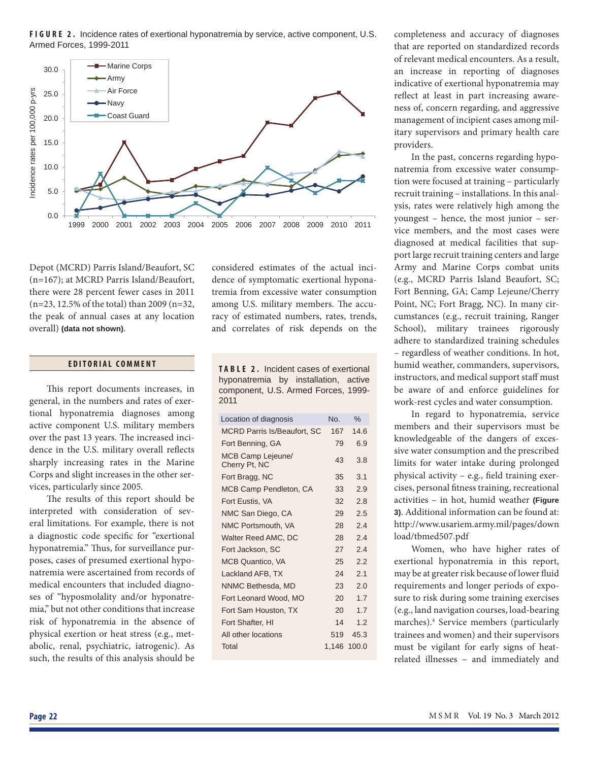**FIGURE 2.** Incidence rates of exertional hyponatremia by service, active component, U.S. Armed Forces, 1999-2011

Depot (MCRD) Parris Island/Beaufort, SC (n=167); at MCRD Parris Island/Beaufort, there were 28 percent fewer cases in 2011 (n=23, 12.5% of the total) than 2009 (n=32, the peak of annual cases at any location overall) **(data not shown)**.

## EDITORIAL COMMENT

This report documents increases, in general, in the numbers and rates of exertional hyponatremia diagnoses among active component U.S. military members over the past 13 years. The increased incidence in the U.S. military overall reflects sharply increasing rates in the Marine Corps and slight increases in the other services, particularly since 2005.

The results of this report should be interpreted with consideration of several limitations. For example, there is not a diagnostic code specific for "exertional hyponatremia." Thus, for surveillance purposes, cases of presumed exertional hyponatremia were ascertained from records of medical encounters that included diagnoses of "hyposmolality and/or hyponatremia," but not other conditions that increase risk of hyponatremia in the absence of physical exertion or heat stress (e.g., metabolic, renal, psychiatric, iatrogenic). As such, the results of this analysis should be considered estimates of the actual incidence of symptomatic exertional hyponatremia from excessive water consumption among U.S. military members. The accuracy of estimated numbers, rates, trends, and correlates of risk depends on the completeness and accuracy of diagnoses that are reported on standardized records of relevant medical encounters. As a result, an increase in reporting of diagnoses indicative of exertional hyponatremia may reflect at least in part increasing awareness of, concern regarding, and aggressive management of incipient cases among military supervisors and primary health care providers.

In the past, concerns regarding hyponatremia from excessive water consumption were focused at training – particularly recruit training – installations. In this analysis, rates were relatively high among the youngest – hence, the most junior – service members, and the most cases were diagnosed at medical facilities that support large recruit training centers and large Army and Marine Corps combat units (e.g., MCRD Parris Island Beaufort, SC; Fort Benning, GA; Camp Lejeune/Cherry Point, NC; Fort Bragg, NC). In many circumstances (e.g., recruit training, Ranger School), military trainees rigorously adhere to standardized training schedules – regardless of weather conditions. In hot, humid weather, commanders, supervisors, instructors, and medical support staff must be aware of and enforce guidelines for work-rest cycles and water consumption.

In regard to hyponatremia, service members and their supervisors must be knowledgeable of the dangers of excessive water consumption and the prescribed limits for water intake during prolonged physical activity – e.g., field training exercises, personal fitness training, recreational activities – in hot, humid weather **(Figure 3)**. Additional information can be found at: http://www.usariem.army.mil/pages/download/tbmed507.pdf

Women, who have higher rates of exertional hyponatremia in this report, may be at greater risk because of lower fluid requirements and longer periods of exposure to risk during some training exercises (e.g., land navigation courses, load-bearing marches).[4] Service members (particularly trainees and women) and their supervisors must be vigilant for early signs of heat-related illnesses – and immediately and

**TABLE 2.** Incident cases of exertional hyponatremia by installation, active component, U.S. Armed Forces, 1999-2011

| Location of diagnosis | No. | % |
|---|---|---|
| MCRD Parris Is/Beaufort, SC | 167 | 14.6 |
| Fort Benning, GA | 79 | 6.9 |
| MCB Camp Lejeune/ Cherry Pt, NC | 43 | 3.8 |
| Fort Bragg, NC | 35 | 3.1 |
| MCB Camp Pendleton, CA | 33 | 2.9 |
| Fort Eustis, VA | 32 | 2.8 |
| NMC San Diego, CA | 29 | 2.5 |
| NMC Portsmouth, VA | 28 | 2.4 |
| Walter Reed AMC, DC | 28 | 2.4 |
| Fort Jackson, SC | 27 | 2.4 |
| MCB Quantico, VA | 25 | 2.2 |
| Lackland AFB, TX | 24 | 2.1 |
| NNMC Bethesda, MD | 23 | 2.0 |
| Fort Leonard Wood, MO | 20 | 1.7 |
| Fort Sam Houston, TX | 20 | 1.7 |
| Fort Shafter, HI | 14 | 1.2 |
| All other locations | 519 | 45.3 |
| Total | 1,146 | 100.0 |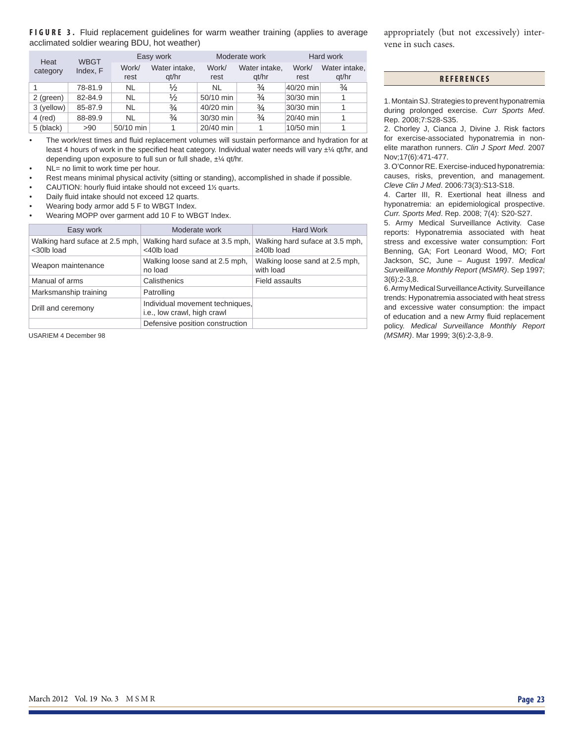**FIGURE 3.** Fluid replacement guidelines for warm weather training (applies to average acclimated soldier wearing BDU, hot weather)

| Heat category | WBGT Index, F | Easy work | | Moderate work | | Hard work | |
|---|---|---|---|---|---|---|---|
| | | Work/ rest | Water intake, qt/hr | Work/ rest | Water intake, qt/hr | Work/ rest | Water intake, qt/hr |
| 1 | 78-81.9 | NL | ½ | NL | ¾ | 40/20 min | ¾ |
| 2 (green) | 82-84.9 | NL | ½ | 50/10 min | ¾ | 30/30 min | 1 |
| 3 (yellow) | 85-87.9 | NL | ¾ | 40/20 min | ¾ | 30/30 min | 1 |
| 4 (red) | 88-89.9 | NL | ¾ | 30/30 min | ¾ | 20/40 min | 1 |
| 5 (black) | >90 | 50/10 min | 1 | 20/40 min | 1 | 10/50 min | 1 |

- The work/rest times and fluid replacement volumes will sustain performance and hydration for at least 4 hours of work in the specified heat category. Individual water needs will vary ±¼ qt/hr, and depending upon exposure to full sun or full shade, ±¼ qt/hr.
- NL= no limit to work time per hour.
- Rest means minimal physical activity (sitting or standing), accomplished in shade if possible.
- CAUTION: hourly fluid intake should not exceed 1½ quarts.
- Daily fluid intake should not exceed 12 quarts.
- Wearing body armor add 5 F to WBGT Index.
- Wearing MOPP over garment add 10 F to WBGT Index.

| Easy work | Moderate work | Hard Work |
|---|---|---|
| Walking hard suface at 2.5 mph, <30lb load | Walking hard suface at 3.5 mph, <40lb load | Walking hard suface at 3.5 mph, ≥40lb load |
| Weapon maintenance | Walking loose sand at 2.5 mph, no load | Walking loose sand at 2.5 mph, with load |
| Manual of arms | Calisthenics | Field assaults |
| Marksmanship training | Patrolling | |
| Drill and ceremony | Individual movement techniques, i.e., low crawl, high crawl | |
| | Defensive position construction | |

USARIEM 4 December 98

appropriately (but not excessively) intervene in such cases.

## REFERENCES

1. Montain SJ. Strategies to prevent hyponatremia during prolonged exercise. *Curr Sports Med*. Rep. 2008;7:S28-S35.
2. Chorley J, Cianca J, Divine J. Risk factors for exercise-associated hyponatremia in non-elite marathon runners. *Clin J Sport Med*. 2007 Nov;17(6):471-477.
3. O'Connor RE. Exercise-induced hyponatremia: causes, risks, prevention, and management. *Cleve Clin J Med*. 2006:73(3):S13-S18.
4. Carter III, R. Exertional heat illness and hyponatremia: an epidemiological prospective. *Curr. Sports Med*. Rep. 2008; 7(4): S20-S27.
5. Army Medical Surveillance Activity. Case reports: Hyponatremia associated with heat stress and excessive water consumption: Fort Benning, GA; Fort Leonard Wood, MO; Fort Jackson, SC, June – August 1997. *Medical Surveillance Monthly Report (MSMR)*. Sep 1997; 3(6):2-3,8.
6. Army Medical Surveillance Activity. Surveillance trends: Hyponatremia associated with heat stress and excessive water consumption: the impact of education and a new Army fluid replacement policy. *Medical Surveillance Monthly Report (MSMR)*. Mar 1999; 3(6):2-3,8-9.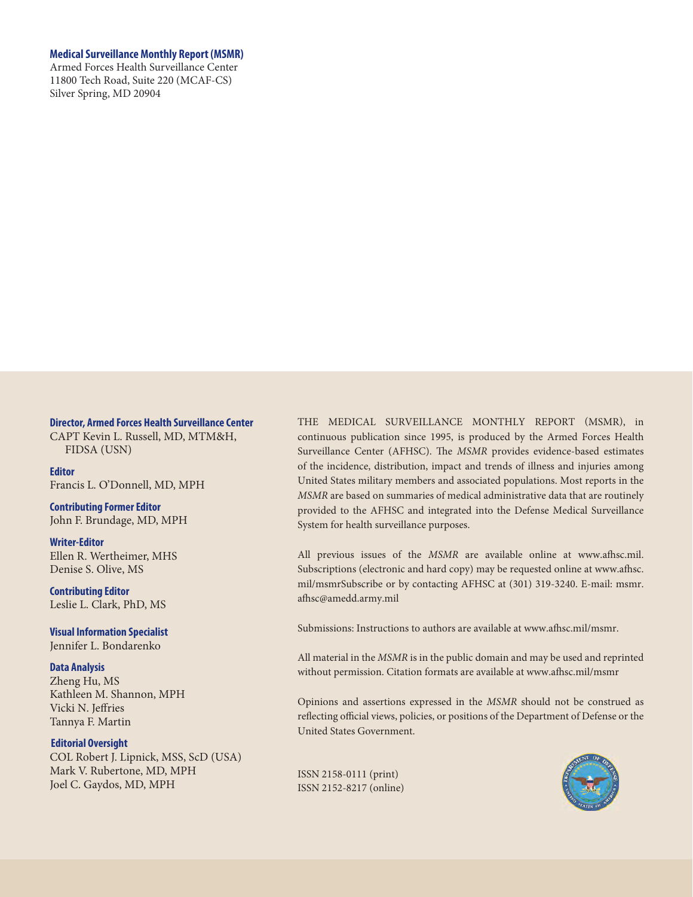**Medical Surveillance Monthly Report (MSMR)**
Armed Forces Health Surveillance Center
11800 Tech Road, Suite 220 (MCAF-CS)
Silver Spring, MD 20904

**Director, Armed Forces Health Surveillance Center**
CAPT Kevin L. Russell, MD, MTM&H, FIDSA (USN)

**Editor**
Francis L. O'Donnell, MD, MPH

**Contributing Former Editor**
John F. Brundage, MD, MPH

**Writer-Editor**
Ellen R. Wertheimer, MHS
Denise S. Olive, MS

**Contributing Editor**
Leslie L. Clark, PhD, MS

**Visual Information Specialist**
Jennifer L. Bondarenko

**Data Analysis**
Zheng Hu, MS
Kathleen M. Shannon, MPH
Vicki N. Jeffries
Tannya F. Martin

**Editorial Oversight**
COL Robert J. Lipnick, MSS, ScD (USA)
Mark V. Rubertone, MD, MPH
Joel C. Gaydos, MD, MPH

THE MEDICAL SURVEILLANCE MONTHLY REPORT (MSMR), in continuous publication since 1995, is produced by the Armed Forces Health Surveillance Center (AFHSC). The *MSMR* provides evidence-based estimates of the incidence, distribution, impact and trends of illness and injuries among United States military members and associated populations. Most reports in the *MSMR* are based on summaries of medical administrative data that are routinely provided to the AFHSC and integrated into the Defense Medical Surveillance System for health surveillance purposes.

All previous issues of the *MSMR* are available online at www.afhsc.mil. Subscriptions (electronic and hard copy) may be requested online at www.afhsc.mil/msmrSubscribe or by contacting AFHSC at (301) 319-3240. E-mail: msmr.afhsc@amedd.army.mil

Submissions: Instructions to authors are available at www.afhsc.mil/msmr.

All material in the *MSMR* is in the public domain and may be used and reprinted without permission. Citation formats are available at www.afhsc.mil/msmr

Opinions and assertions expressed in the *MSMR* should not be construed as reflecting official views, policies, or positions of the Department of Defense or the United States Government.

ISSN 2158-0111 (print)
ISSN 2152-8217 (online)